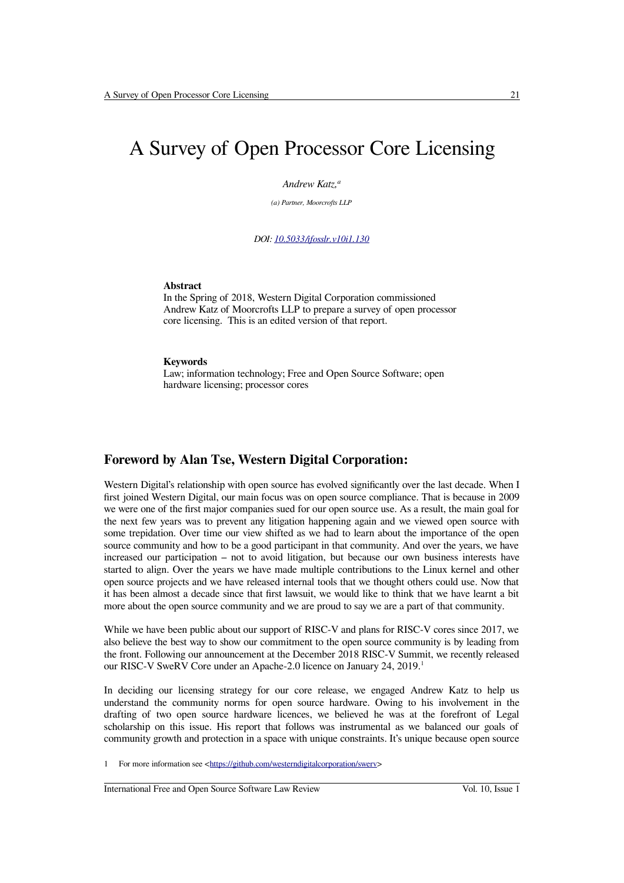# A Survey of Open Processor Core Licensing

*Andrew Katz,*[a]

*(a) Partner, Moorcrofts LLP*

*DOI: [10.5033/ifosslr.v10i1.130](10.5033/ifosslr.v10i1.130)*

**Abstract**

In the Spring of 2018, Western Digital Corporation commissioned Andrew Katz of Moorcrofts LLP to prepare a survey of open processor core licensing. This is an edited version of that report.

**Keywords**

Law; information technology; Free and Open Source Software; open hardware licensing; processor cores

## Foreword by Alan Tse, Western Digital Corporation:

Western Digital's relationship with open source has evolved significantly over the last decade. When I first joined Western Digital, our main focus was on open source compliance. That is because in 2009 we were one of the first major companies sued for our open source use. As a result, the main goal for the next few years was to prevent any litigation happening again and we viewed open source with some trepidation. Over time our view shifted as we had to learn about the importance of the open source community and how to be a good participant in that community. And over the years, we have increased our participation – not to avoid litigation, but because our own business interests have started to align. Over the years we have made multiple contributions to the Linux kernel and other open source projects and we have released internal tools that we thought others could use. Now that it has been almost a decade since that first lawsuit, we would like to think that we have learnt a bit more about the open source community and we are proud to say we are a part of that community.

While we have been public about our support of RISC-V and plans for RISC-V cores since 2017, we also believe the best way to show our commitment to the open source community is by leading from the front. Following our announcement at the December 2018 RISC-V Summit, we recently released our RISC-V SweRV Core under an Apache-2.0 licence on January 24, 2019.[1]

In deciding our licensing strategy for our core release, we engaged Andrew Katz to help us understand the community norms for open source hardware. Owing to his involvement in the drafting of two open source hardware licences, we believed he was at the forefront of Legal scholarship on this issue. His report that follows was instrumental as we balanced our goals of community growth and protection in a space with unique constraints. It's unique because open source

1 For more information see <https://github.com/westerndigitalcorporation/swerv>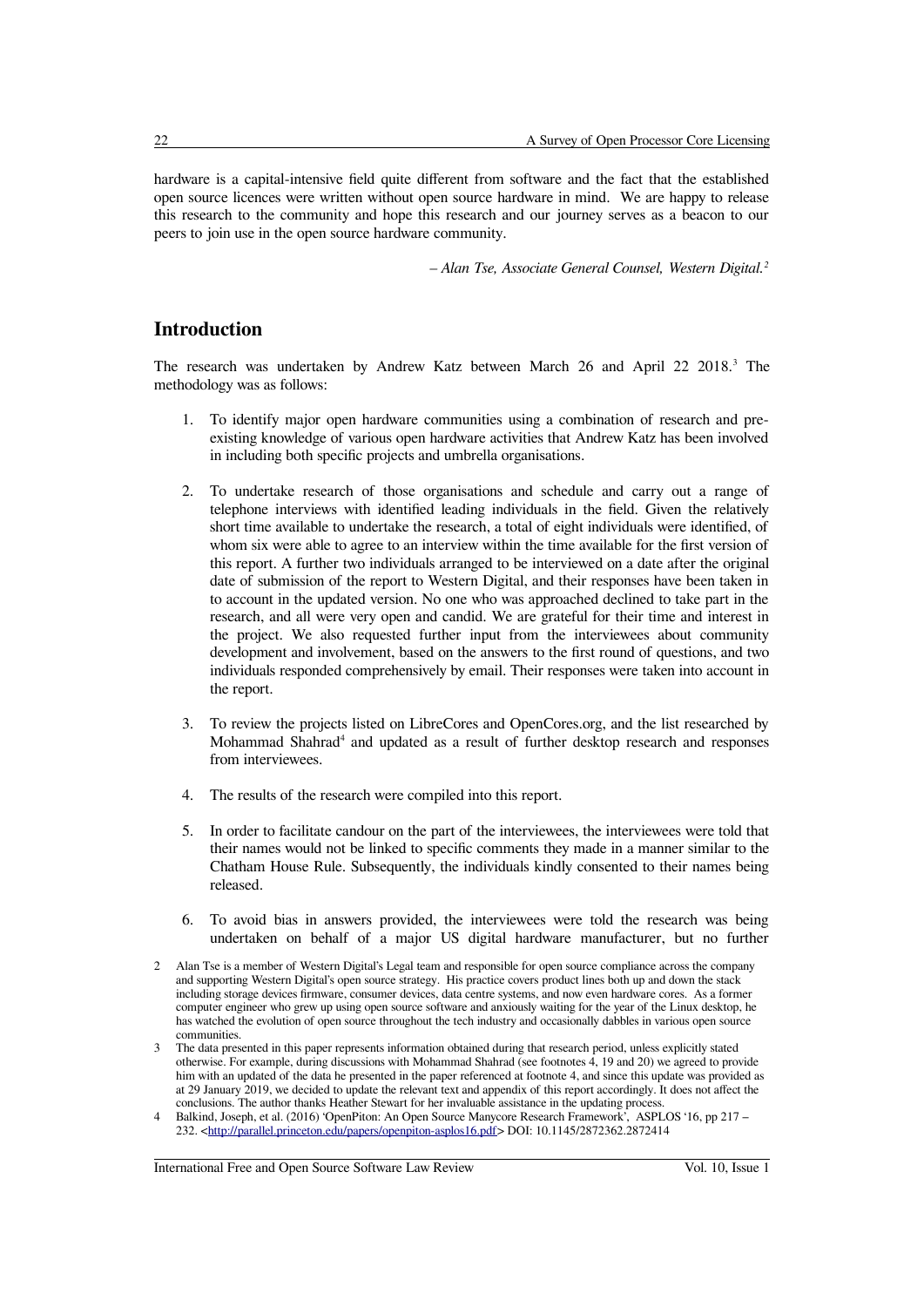hardware is a capital-intensive field quite different from software and the fact that the established open source licences were written without open source hardware in mind. We are happy to release this research to the community and hope this research and our journey serves as a beacon to our peers to join use in the open source hardware community.

*– Alan Tse, Associate General Counsel, Western Digital.*[2]

## Introduction

The research was undertaken by Andrew Katz between March 26 and April 22 2018.[3] The methodology was as follows:

1. To identify major open hardware communities using a combination of research and pre-existing knowledge of various open hardware activities that Andrew Katz has been involved in including both specific projects and umbrella organisations.

2. To undertake research of those organisations and schedule and carry out a range of telephone interviews with identified leading individuals in the field. Given the relatively short time available to undertake the research, a total of eight individuals were identified, of whom six were able to agree to an interview within the time available for the first version of this report. A further two individuals arranged to be interviewed on a date after the original date of submission of the report to Western Digital, and their responses have been taken in to account in the updated version. No one who was approached declined to take part in the research, and all were very open and candid. We are grateful for their time and interest in the project. We also requested further input from the interviewees about community development and involvement, based on the answers to the first round of questions, and two individuals responded comprehensively by email. Their responses were taken into account in the report.

3. To review the projects listed on LibreCores and OpenCores.org, and the list researched by Mohammad Shahrad[4] and updated as a result of further desktop research and responses from interviewees.

4. The results of the research were compiled into this report.

5. In order to facilitate candour on the part of the interviewees, the interviewees were told that their names would not be linked to specific comments they made in a manner similar to the Chatham House Rule. Subsequently, the individuals kindly consented to their names being released.

6. To avoid bias in answers provided, the interviewees were told the research was being undertaken on behalf of a major US digital hardware manufacturer, but no further

---

2 Alan Tse is a member of Western Digital's Legal team and responsible for open source compliance across the company and supporting Western Digital's open source strategy. His practice covers product lines both up and down the stack including storage devices firmware, consumer devices, data centre systems, and now even hardware cores. As a former computer engineer who grew up using open source software and anxiously waiting for the year of the Linux desktop, he has watched the evolution of open source throughout the tech industry and occasionally dabbles in various open source communities.

3 The data presented in this paper represents information obtained during that research period, unless explicitly stated otherwise. For example, during discussions with Mohammad Shahrad (see footnotes 4, 19 and 20) we agreed to provide him with an updated of the data he presented in the paper referenced at footnote 4, and since this update was provided as at 29 January 2019, we decided to update the relevant text and appendix of this report accordingly. It does not affect the conclusions. The author thanks Heather Stewart for her invaluable assistance in the updating process.

4 Balkind, Joseph, et al. (2016) 'OpenPiton: An Open Source Manycore Research Framework', ASPLOS '16, pp 217 – 232. <http://parallel.princeton.edu/papers/openpiton-asplos16.pdf> DOI: 10.1145/2872362.2872414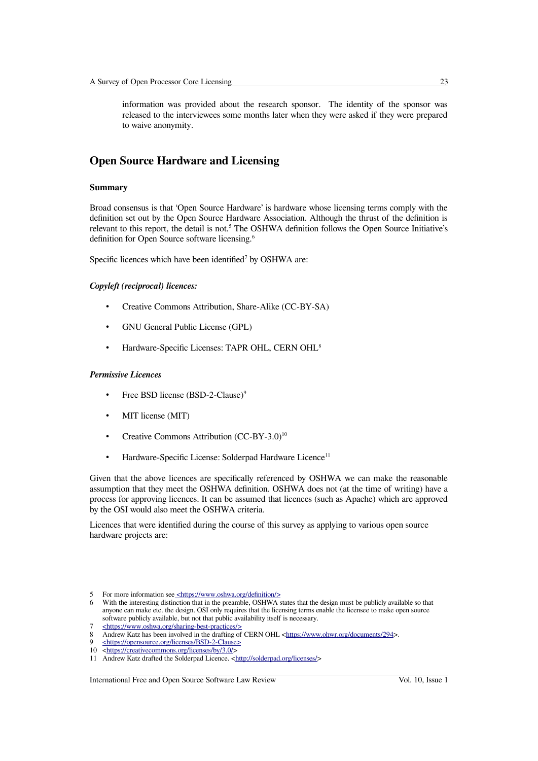information was provided about the research sponsor. The identity of the sponsor was released to the interviewees some months later when they were asked if they were prepared to waive anonymity.

## Open Source Hardware and Licensing

### Summary

Broad consensus is that 'Open Source Hardware' is hardware whose licensing terms comply with the definition set out by the Open Source Hardware Association. Although the thrust of the definition is relevant to this report, the detail is not.[5] The OSHWA definition follows the Open Source Initiative's definition for Open Source software licensing.[6]

Specific licences which have been identified[7] by OSHWA are:

***Copyleft (reciprocal) licences:***

- Creative Commons Attribution, Share-Alike (CC-BY-SA)
- GNU General Public License (GPL)
- Hardware-Specific Licenses: TAPR OHL, CERN OHL[8]

***Permissive Licences***

- Free BSD license (BSD-2-Clause)[9]
- MIT license (MIT)
- Creative Commons Attribution (CC-BY-3.0)[10]
- Hardware-Specific License: Solderpad Hardware Licence[11]

Given that the above licences are specifically referenced by OSHWA we can make the reasonable assumption that they meet the OSHWA definition. OSHWA does not (at the time of writing) have a process for approving licences. It can be assumed that licences (such as Apache) which are approved by the OSI would also meet the OSHWA criteria.

Licences that were identified during the course of this survey as applying to various open source hardware projects are:

---

5 For more information see <https://www.oshwa.org/definition/>

6 With the interesting distinction that in the preamble, OSHWA states that the design must be publicly available so that anyone can make etc. the design. OSI only requires that the licensing terms enable the licensee to make open source software publicly available, but not that public availability itself is necessary.

7 <https://www.oshwa.org/sharing-best-practices/>

8 Andrew Katz has been involved in the drafting of CERN OHL <https://www.ohwr.org/documents/294>.

9 <https://opensource.org/licenses/BSD-2-Clause>

10 <https://creativecommons.org/licenses/by/3.0/>

11 Andrew Katz drafted the Solderpad Licence. <http://solderpad.org/licenses/>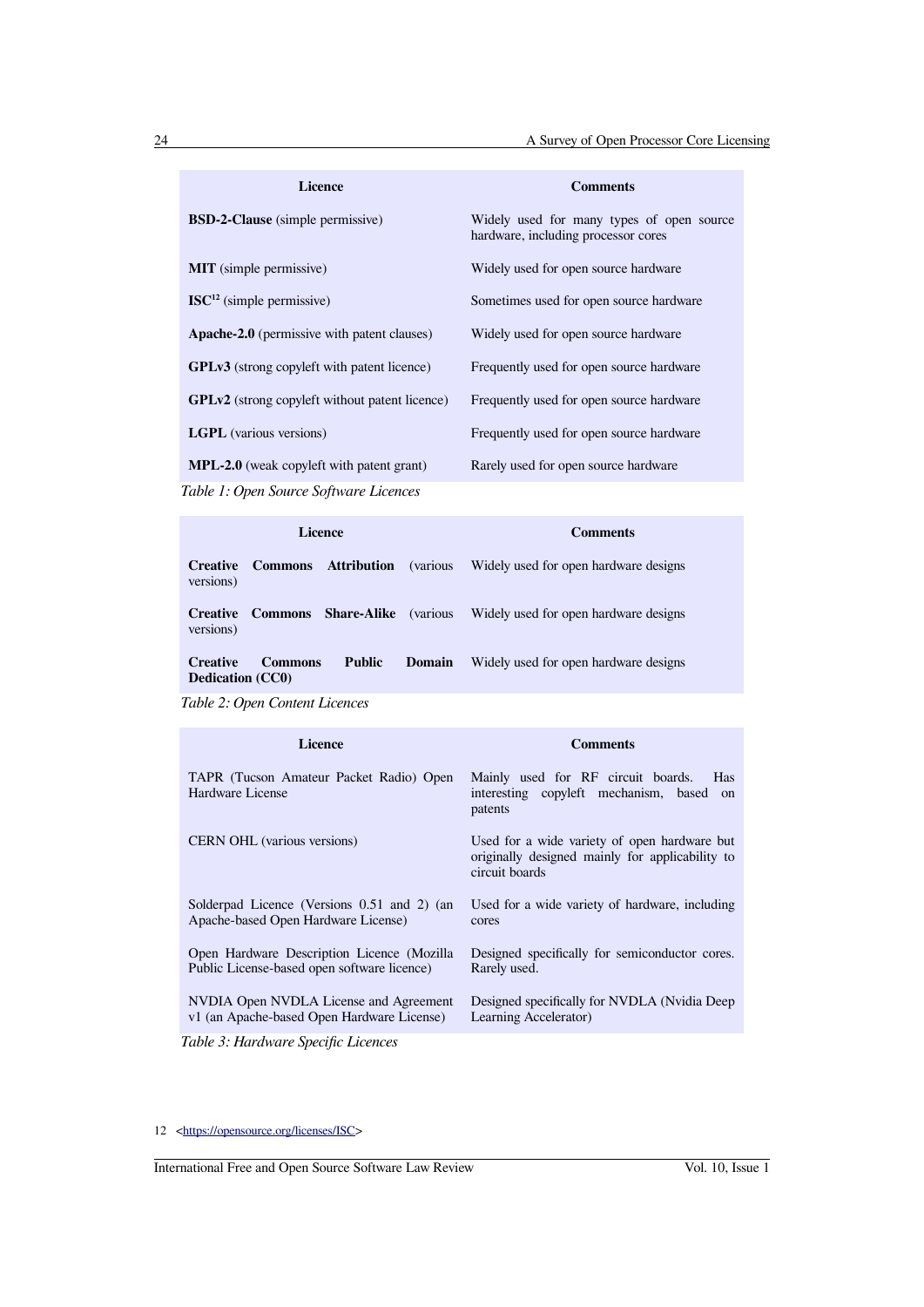| Licence | Comments |
|---|---|
| **BSD-2-Clause** (simple permissive) | Widely used for many types of open source hardware, including processor cores |
| **MIT** (simple permissive) | Widely used for open source hardware |
| **ISC**[12] (simple permissive) | Sometimes used for open source hardware |
| **Apache-2.0** (permissive with patent clauses) | Widely used for open source hardware |
| **GPLv3** (strong copyleft with patent licence) | Frequently used for open source hardware |
| **GPLv2** (strong copyleft without patent licence) | Frequently used for open source hardware |
| **LGPL** (various versions) | Frequently used for open source hardware |
| **MPL-2.0** (weak copyleft with patent grant) | Rarely used for open source hardware |

*Table 1: Open Source Software Licences*

| Licence | Comments |
|---|---|
| **Creative Commons Attribution** (various versions) | Widely used for open hardware designs |
| **Creative Commons Share-Alike** (various versions) | Widely used for open hardware designs |
| **Creative Commons Public Domain Dedication (CC0)** | Widely used for open hardware designs |

*Table 2: Open Content Licences*

| Licence | Comments |
|---|---|
| TAPR (Tucson Amateur Packet Radio) Open Hardware License | Mainly used for RF circuit boards. Has interesting copyleft mechanism, based on patents |
| CERN OHL (various versions) | Used for a wide variety of open hardware but originally designed mainly for applicability to circuit boards |
| Solderpad Licence (Versions 0.51 and 2) (an Apache-based Open Hardware License) | Used for a wide variety of hardware, including cores |
| Open Hardware Description Licence (Mozilla Public License-based open software licence) | Designed specifically for semiconductor cores. Rarely used. |
| NVDIA Open NVDLA License and Agreement v1 (an Apache-based Open Hardware License) | Designed specifically for NVDLA (Nvidia Deep Learning Accelerator) |

*Table 3: Hardware Specific Licences*

12 <https://opensource.org/licenses/ISC>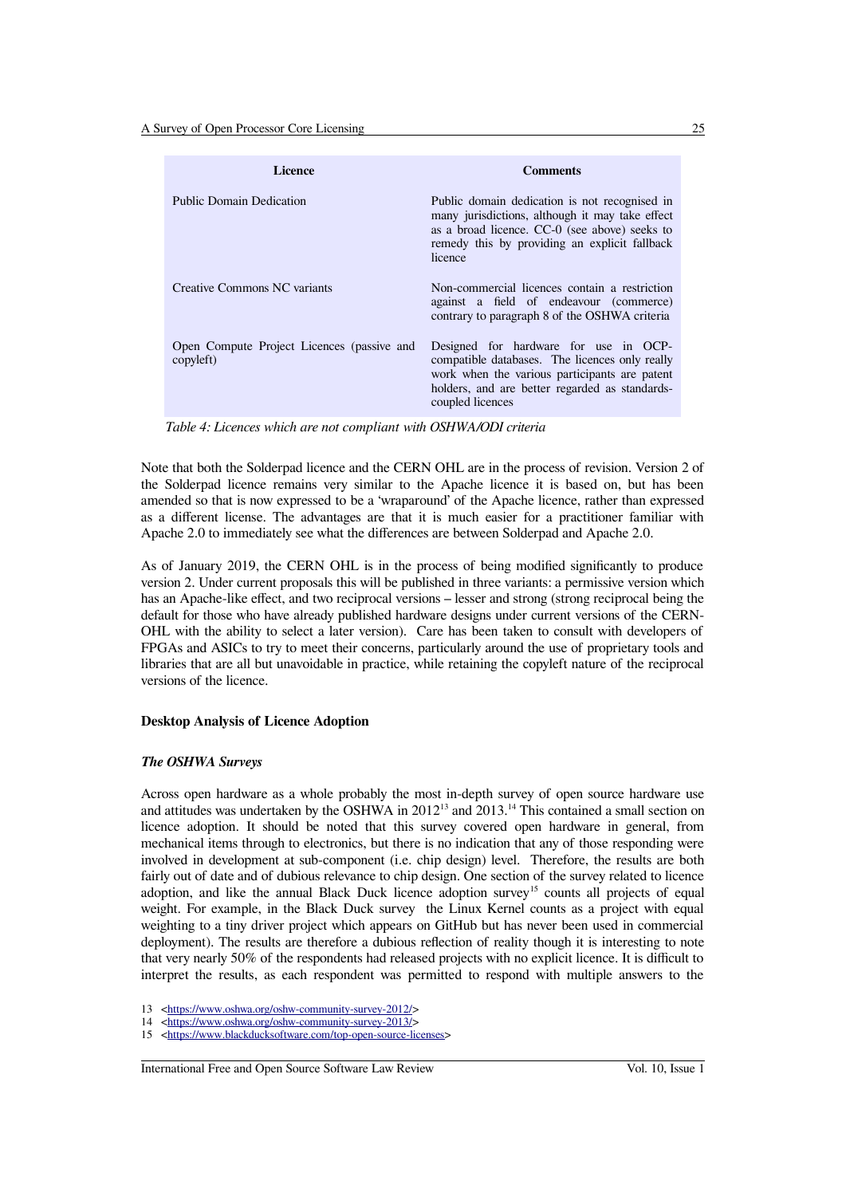| Licence | Comments |
|---|---|
| Public Domain Dedication | Public domain dedication is not recognised in many jurisdictions, although it may take effect as a broad licence. CC-0 (see above) seeks to remedy this by providing an explicit fallback licence |
| Creative Commons NC variants | Non-commercial licences contain a restriction against a field of endeavour (commerce) contrary to paragraph 8 of the OSHWA criteria |
| Open Compute Project Licences (passive and copyleft) | Designed for hardware for use in OCP-compatible databases. The licences only really work when the various participants are patent holders, and are better regarded as standards-coupled licences |

*Table 4: Licences which are not compliant with OSHWA/ODI criteria*

Note that both the Solderpad licence and the CERN OHL are in the process of revision. Version 2 of the Solderpad licence remains very similar to the Apache licence it is based on, but has been amended so that is now expressed to be a 'wraparound' of the Apache licence, rather than expressed as a different license. The advantages are that it is much easier for a practitioner familiar with Apache 2.0 to immediately see what the differences are between Solderpad and Apache 2.0.

As of January 2019, the CERN OHL is in the process of being modified significantly to produce version 2. Under current proposals this will be published in three variants: a permissive version which has an Apache-like effect, and two reciprocal versions – lesser and strong (strong reciprocal being the default for those who have already published hardware designs under current versions of the CERN-OHL with the ability to select a later version). Care has been taken to consult with developers of FPGAs and ASICs to try to meet their concerns, particularly around the use of proprietary tools and libraries that are all but unavoidable in practice, while retaining the copyleft nature of the reciprocal versions of the licence.

### Desktop Analysis of Licence Adoption

#### *The OSHWA Surveys*

Across open hardware as a whole probably the most in-depth survey of open source hardware use and attitudes was undertaken by the OSHWA in 2012[13] and 2013.[14] This contained a small section on licence adoption. It should be noted that this survey covered open hardware in general, from mechanical items through to electronics, but there is no indication that any of those responding were involved in development at sub-component (i.e. chip design) level. Therefore, the results are both fairly out of date and of dubious relevance to chip design. One section of the survey related to licence adoption, and like the annual Black Duck licence adoption survey[15] counts all projects of equal weight. For example, in the Black Duck survey the Linux Kernel counts as a project with equal weighting to a tiny driver project which appears on GitHub but has never been used in commercial deployment). The results are therefore a dubious reflection of reality though it is interesting to note that very nearly 50% of the respondents had released projects with no explicit licence. It is difficult to interpret the results, as each respondent was permitted to respond with multiple answers to the

13 <https://www.oshwa.org/oshw-community-survey-2012/>

14 <https://www.oshwa.org/oshw-community-survey-2013/>

15 <https://www.blackducksoftware.com/top-open-source-licenses>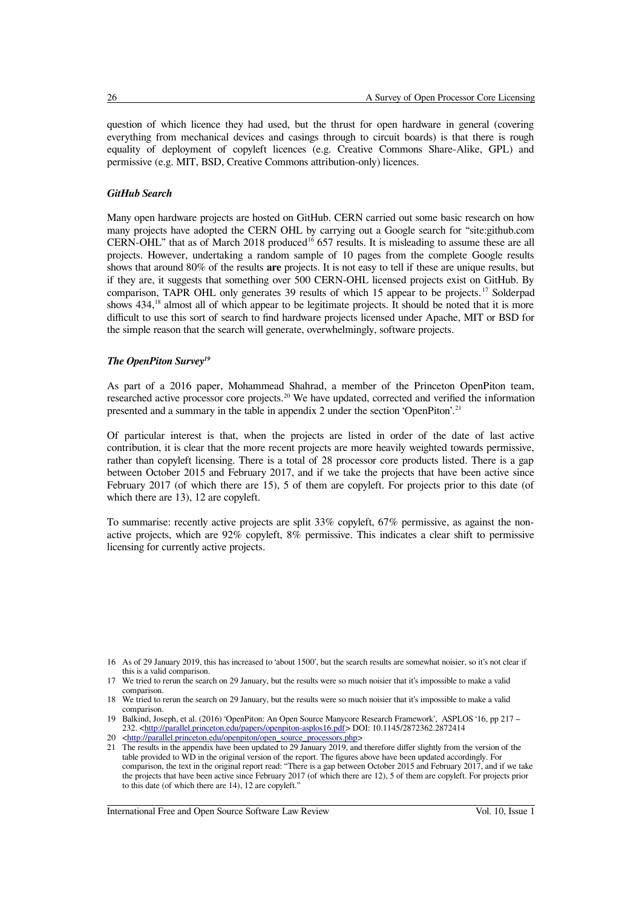question of which licence they had used, but the thrust for open hardware in general (covering everything from mechanical devices and casings through to circuit boards) is that there is rough equality of deployment of copyleft licences (e.g. Creative Commons Share-Alike, GPL) and permissive (e.g. MIT, BSD, Creative Commons attribution-only) licences.

***GitHub Search***

Many open hardware projects are hosted on GitHub. CERN carried out some basic research on how many projects have adopted the CERN OHL by carrying out a Google search for "site:github.com CERN-OHL" that as of March 2018 produced[16] 657 results. It is misleading to assume these are all projects. However, undertaking a random sample of 10 pages from the complete Google results shows that around 80% of the results **are** projects. It is not easy to tell if these are unique results, but if they are, it suggests that something over 500 CERN-OHL licensed projects exist on GitHub. By comparison, TAPR OHL only generates 39 results of which 15 appear to be projects.[17] Solderpad shows 434,[18] almost all of which appear to be legitimate projects. It should be noted that it is more difficult to use this sort of search to find hardware projects licensed under Apache, MIT or BSD for the simple reason that the search will generate, overwhelmingly, software projects.

***The OpenPiton Survey[19]***

As part of a 2016 paper, Mohammead Shahrad, a member of the Princeton OpenPiton team, researched active processor core projects.[20] We have updated, corrected and verified the information presented and a summary in the table in appendix 2 under the section 'OpenPiton'.[21]

Of particular interest is that, when the projects are listed in order of the date of last active contribution, it is clear that the more recent projects are more heavily weighted towards permissive, rather than copyleft licensing. There is a total of 28 processor core products listed. There is a gap between October 2015 and February 2017, and if we take the projects that have been active since February 2017 (of which there are 15), 5 of them are copyleft. For projects prior to this date (of which there are 13), 12 are copyleft.

To summarise: recently active projects are split 33% copyleft, 67% permissive, as against the non-active projects, which are 92% copyleft, 8% permissive. This indicates a clear shift to permissive licensing for currently active projects.

---

16 As of 29 January 2019, this has increased to 'about 1500', but the search results are somewhat noisier, so it's not clear if this is a valid comparison.

17 We tried to rerun the search on 29 January, but the results were so much noisier that it's impossible to make a valid comparison.

18 We tried to rerun the search on 29 January, but the results were so much noisier that it's impossible to make a valid comparison.

19 Balkind, Joseph, et al. (2016) 'OpenPiton: An Open Source Manycore Research Framework', ASPLOS '16, pp 217 – 232. <http://parallel.princeton.edu/papers/openpiton-asplos16.pdf> DOI: 10.1145/2872362.2872414

20 <http://parallel.princeton.edu/openpiton/open_source_processors.php>

21 The results in the appendix have been updated to 29 January 2019, and therefore differ slightly from the version of the table provided to WD in the original version of the report. The figures above have been updated accordingly. For comparison, the text in the original report read: "There is a gap between October 2015 and February 2017, and if we take the projects that have been active since February 2017 (of which there are 12), 5 of them are copyleft. For projects prior to this date (of which there are 14), 12 are copyleft."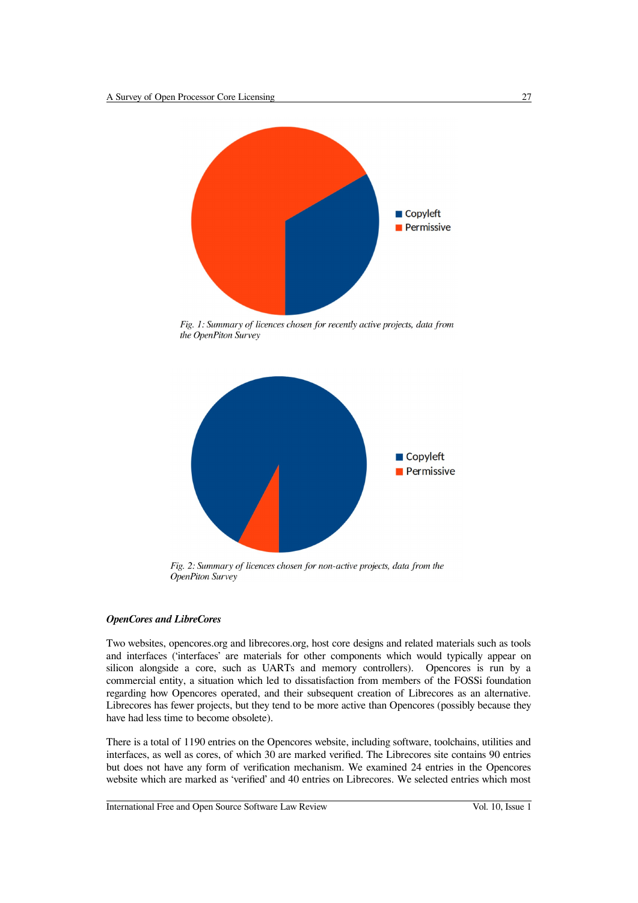Fig. 1: Summary of licences chosen for recently active projects, data from the OpenPiton Survey

Fig. 2: Summary of licences chosen for non-active projects, data from the OpenPiton Survey

### *OpenCores and LibreCores*

Two websites, opencores.org and librecores.org, host core designs and related materials such as tools and interfaces ('interfaces' are materials for other components which would typically appear on silicon alongside a core, such as UARTs and memory controllers). Opencores is run by a commercial entity, a situation which led to dissatisfaction from members of the FOSSi foundation regarding how Opencores operated, and their subsequent creation of Librecores as an alternative. Librecores has fewer projects, but they tend to be more active than Opencores (possibly because they have had less time to become obsolete).

There is a total of 1190 entries on the Opencores website, including software, toolchains, utilities and interfaces, as well as cores, of which 30 are marked verified. The Librecores site contains 90 entries but does not have any form of verification mechanism. We examined 24 entries in the Opencores website which are marked as 'verified' and 40 entries on Librecores. We selected entries which most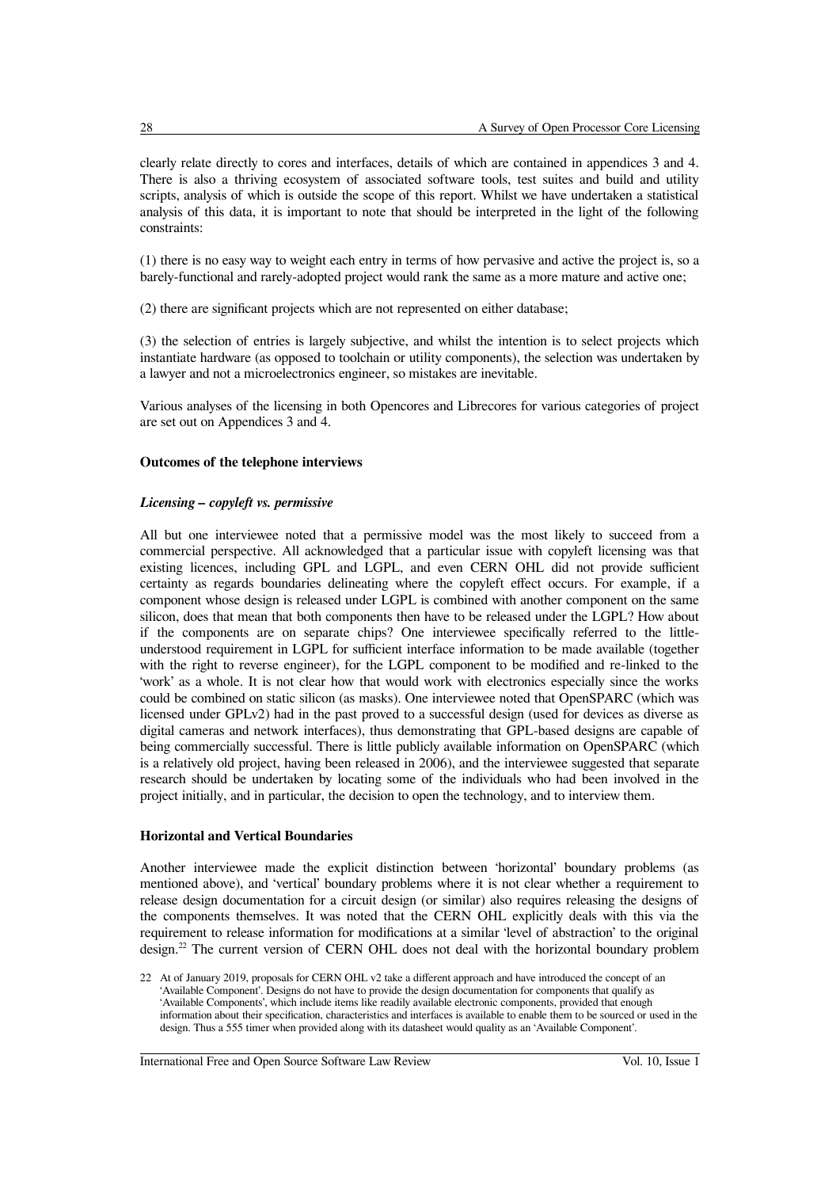clearly relate directly to cores and interfaces, details of which are contained in appendices 3 and 4. There is also a thriving ecosystem of associated software tools, test suites and build and utility scripts, analysis of which is outside the scope of this report. Whilst we have undertaken a statistical analysis of this data, it is important to note that should be interpreted in the light of the following constraints:

(1) there is no easy way to weight each entry in terms of how pervasive and active the project is, so a barely-functional and rarely-adopted project would rank the same as a more mature and active one;

(2) there are significant projects which are not represented on either database;

(3) the selection of entries is largely subjective, and whilst the intention is to select projects which instantiate hardware (as opposed to toolchain or utility components), the selection was undertaken by a lawyer and not a microelectronics engineer, so mistakes are inevitable.

Various analyses of the licensing in both Opencores and Librecores for various categories of project are set out on Appendices 3 and 4.

### Outcomes of the telephone interviews

#### *Licensing – copyleft vs. permissive*

All but one interviewee noted that a permissive model was the most likely to succeed from a commercial perspective. All acknowledged that a particular issue with copyleft licensing was that existing licences, including GPL and LGPL, and even CERN OHL did not provide sufficient certainty as regards boundaries delineating where the copyleft effect occurs. For example, if a component whose design is released under LGPL is combined with another component on the same silicon, does that mean that both components then have to be released under the LGPL? How about if the components are on separate chips? One interviewee specifically referred to the little-understood requirement in LGPL for sufficient interface information to be made available (together with the right to reverse engineer), for the LGPL component to be modified and re-linked to the 'work' as a whole. It is not clear how that would work with electronics especially since the works could be combined on static silicon (as masks). One interviewee noted that OpenSPARC (which was licensed under GPLv2) had in the past proved to a successful design (used for devices as diverse as digital cameras and network interfaces), thus demonstrating that GPL-based designs are capable of being commercially successful. There is little publicly available information on OpenSPARC (which is a relatively old project, having been released in 2006), and the interviewee suggested that separate research should be undertaken by locating some of the individuals who had been involved in the project initially, and in particular, the decision to open the technology, and to interview them.

### Horizontal and Vertical Boundaries

Another interviewee made the explicit distinction between 'horizontal' boundary problems (as mentioned above), and 'vertical' boundary problems where it is not clear whether a requirement to release design documentation for a circuit design (or similar) also requires releasing the designs of the components themselves. It was noted that the CERN OHL explicitly deals with this via the requirement to release information for modifications at a similar 'level of abstraction' to the original design.[22] The current version of CERN OHL does not deal with the horizontal boundary problem

22 At of January 2019, proposals for CERN OHL v2 take a different approach and have introduced the concept of an 'Available Component'. Designs do not have to provide the design documentation for components that qualify as 'Available Components', which include items like readily available electronic components, provided that enough information about their specification, characteristics and interfaces is available to enable them to be sourced or used in the design. Thus a 555 timer when provided along with its datasheet would quality as an 'Available Component'.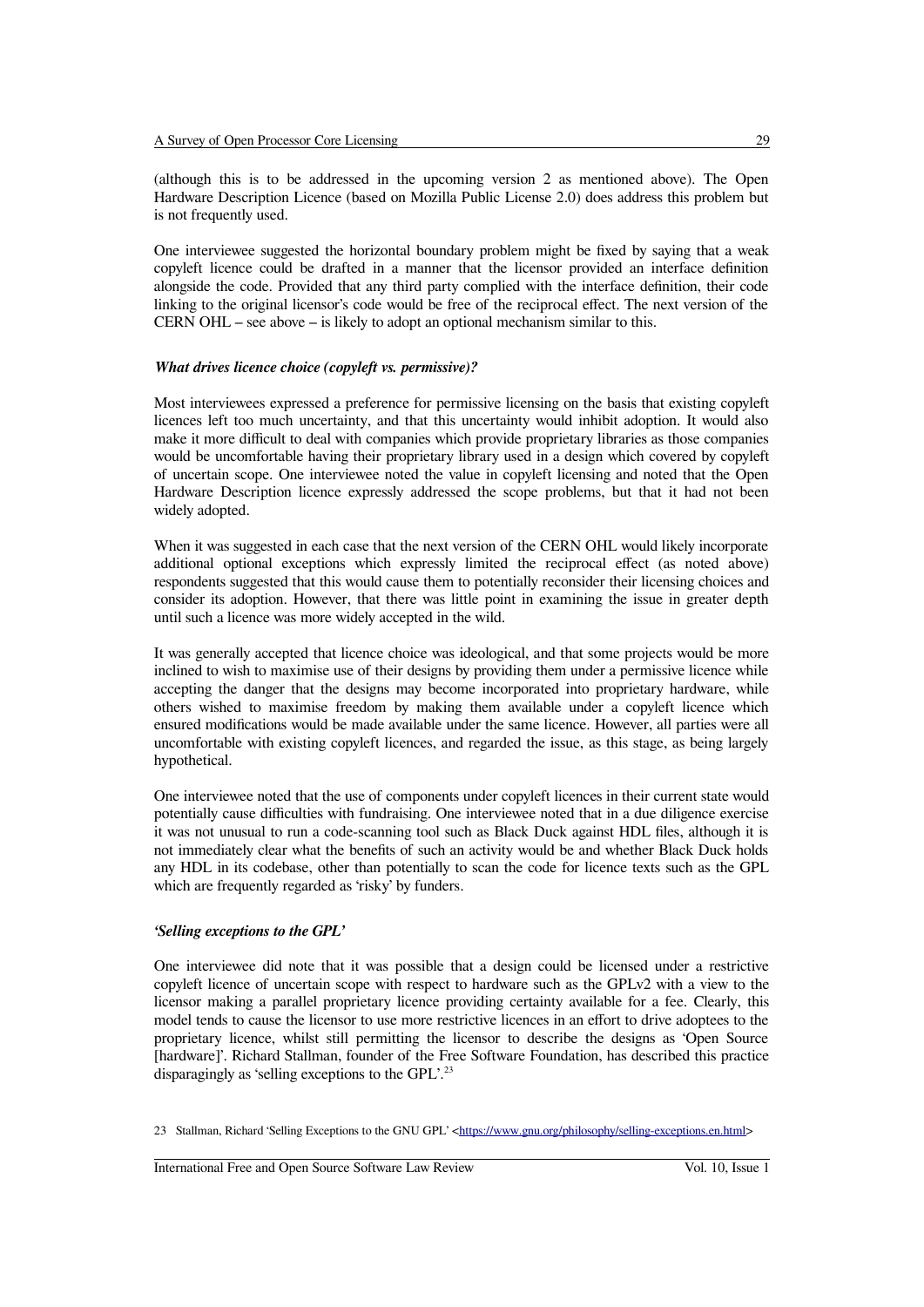(although this is to be addressed in the upcoming version 2 as mentioned above). The Open Hardware Description Licence (based on Mozilla Public License 2.0) does address this problem but is not frequently used.

One interviewee suggested the horizontal boundary problem might be fixed by saying that a weak copyleft licence could be drafted in a manner that the licensor provided an interface definition alongside the code. Provided that any third party complied with the interface definition, their code linking to the original licensor's code would be free of the reciprocal effect. The next version of the CERN OHL – see above – is likely to adopt an optional mechanism similar to this.

***What drives licence choice (copyleft vs. permissive)?***

Most interviewees expressed a preference for permissive licensing on the basis that existing copyleft licences left too much uncertainty, and that this uncertainty would inhibit adoption. It would also make it more difficult to deal with companies which provide proprietary libraries as those companies would be uncomfortable having their proprietary library used in a design which covered by copyleft of uncertain scope. One interviewee noted the value in copyleft licensing and noted that the Open Hardware Description licence expressly addressed the scope problems, but that it had not been widely adopted.

When it was suggested in each case that the next version of the CERN OHL would likely incorporate additional optional exceptions which expressly limited the reciprocal effect (as noted above) respondents suggested that this would cause them to potentially reconsider their licensing choices and consider its adoption. However, that there was little point in examining the issue in greater depth until such a licence was more widely accepted in the wild.

It was generally accepted that licence choice was ideological, and that some projects would be more inclined to wish to maximise use of their designs by providing them under a permissive licence while accepting the danger that the designs may become incorporated into proprietary hardware, while others wished to maximise freedom by making them available under a copyleft licence which ensured modifications would be made available under the same licence. However, all parties were all uncomfortable with existing copyleft licences, and regarded the issue, as this stage, as being largely hypothetical.

One interviewee noted that the use of components under copyleft licences in their current state would potentially cause difficulties with fundraising. One interviewee noted that in a due diligence exercise it was not unusual to run a code-scanning tool such as Black Duck against HDL files, although it is not immediately clear what the benefits of such an activity would be and whether Black Duck holds any HDL in its codebase, other than potentially to scan the code for licence texts such as the GPL which are frequently regarded as 'risky' by funders.

***'Selling exceptions to the GPL'***

One interviewee did note that it was possible that a design could be licensed under a restrictive copyleft licence of uncertain scope with respect to hardware such as the GPLv2 with a view to the licensor making a parallel proprietary licence providing certainty available for a fee. Clearly, this model tends to cause the licensor to use more restrictive licences in an effort to drive adoptees to the proprietary licence, whilst still permitting the licensor to describe the designs as 'Open Source [hardware]'. Richard Stallman, founder of the Free Software Foundation, has described this practice disparagingly as 'selling exceptions to the GPL'.[23]

23 Stallman, Richard 'Selling Exceptions to the GNU GPL' <https://www.gnu.org/philosophy/selling-exceptions.en.html>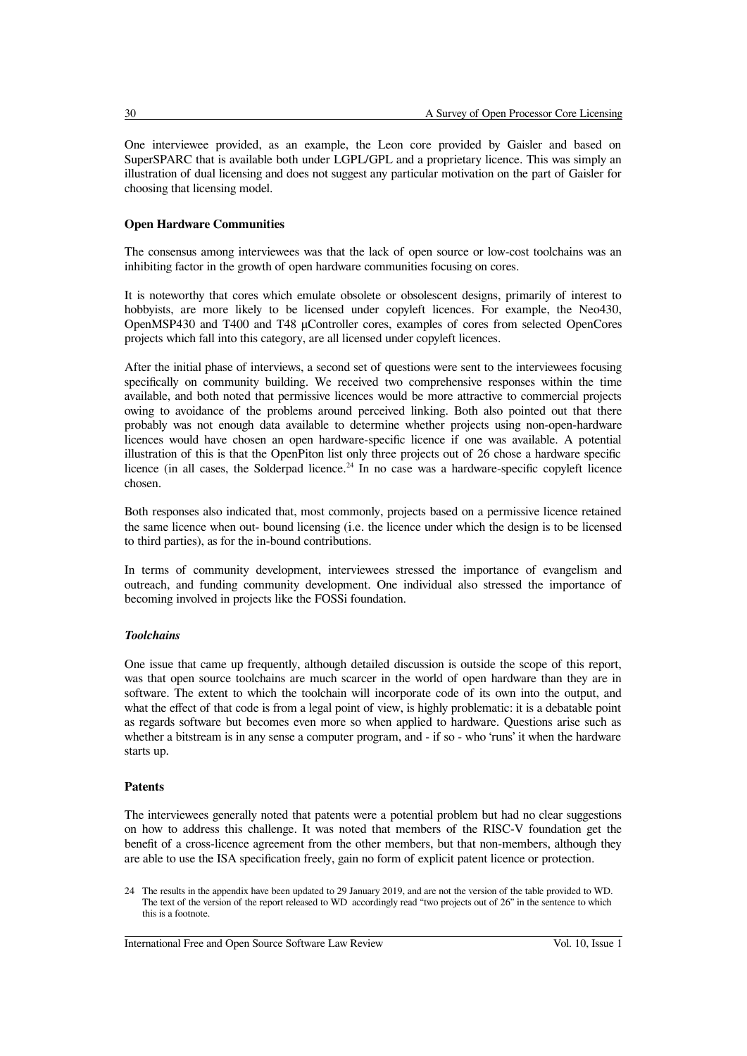One interviewee provided, as an example, the Leon core provided by Gaisler and based on SuperSPARC that is available both under LGPL/GPL and a proprietary licence. This was simply an illustration of dual licensing and does not suggest any particular motivation on the part of Gaisler for choosing that licensing model.

### Open Hardware Communities

The consensus among interviewees was that the lack of open source or low-cost toolchains was an inhibiting factor in the growth of open hardware communities focusing on cores.

It is noteworthy that cores which emulate obsolete or obsolescent designs, primarily of interest to hobbyists, are more likely to be licensed under copyleft licences. For example, the Neo430, OpenMSP430 and T400 and T48 μController cores, examples of cores from selected OpenCores projects which fall into this category, are all licensed under copyleft licences.

After the initial phase of interviews, a second set of questions were sent to the interviewees focusing specifically on community building. We received two comprehensive responses within the time available, and both noted that permissive licences would be more attractive to commercial projects owing to avoidance of the problems around perceived linking. Both also pointed out that there probably was not enough data available to determine whether projects using non-open-hardware licences would have chosen an open hardware-specific licence if one was available. A potential illustration of this is that the OpenPiton list only three projects out of 26 chose a hardware specific licence (in all cases, the Solderpad licence.[24] In no case was a hardware-specific copyleft licence chosen.

Both responses also indicated that, most commonly, projects based on a permissive licence retained the same licence when out- bound licensing (i.e. the licence under which the design is to be licensed to third parties), as for the in-bound contributions.

In terms of community development, interviewees stressed the importance of evangelism and outreach, and funding community development. One individual also stressed the importance of becoming involved in projects like the FOSSi foundation.

#### *Toolchains*

One issue that came up frequently, although detailed discussion is outside the scope of this report, was that open source toolchains are much scarcer in the world of open hardware than they are in software. The extent to which the toolchain will incorporate code of its own into the output, and what the effect of that code is from a legal point of view, is highly problematic: it is a debatable point as regards software but becomes even more so when applied to hardware. Questions arise such as whether a bitstream is in any sense a computer program, and - if so - who 'runs' it when the hardware starts up.

### Patents

The interviewees generally noted that patents were a potential problem but had no clear suggestions on how to address this challenge. It was noted that members of the RISC-V foundation get the benefit of a cross-licence agreement from the other members, but that non-members, although they are able to use the ISA specification freely, gain no form of explicit patent licence or protection.

24 The results in the appendix have been updated to 29 January 2019, and are not the version of the table provided to WD. The text of the version of the report released to WD accordingly read "two projects out of 26" in the sentence to which this is a footnote.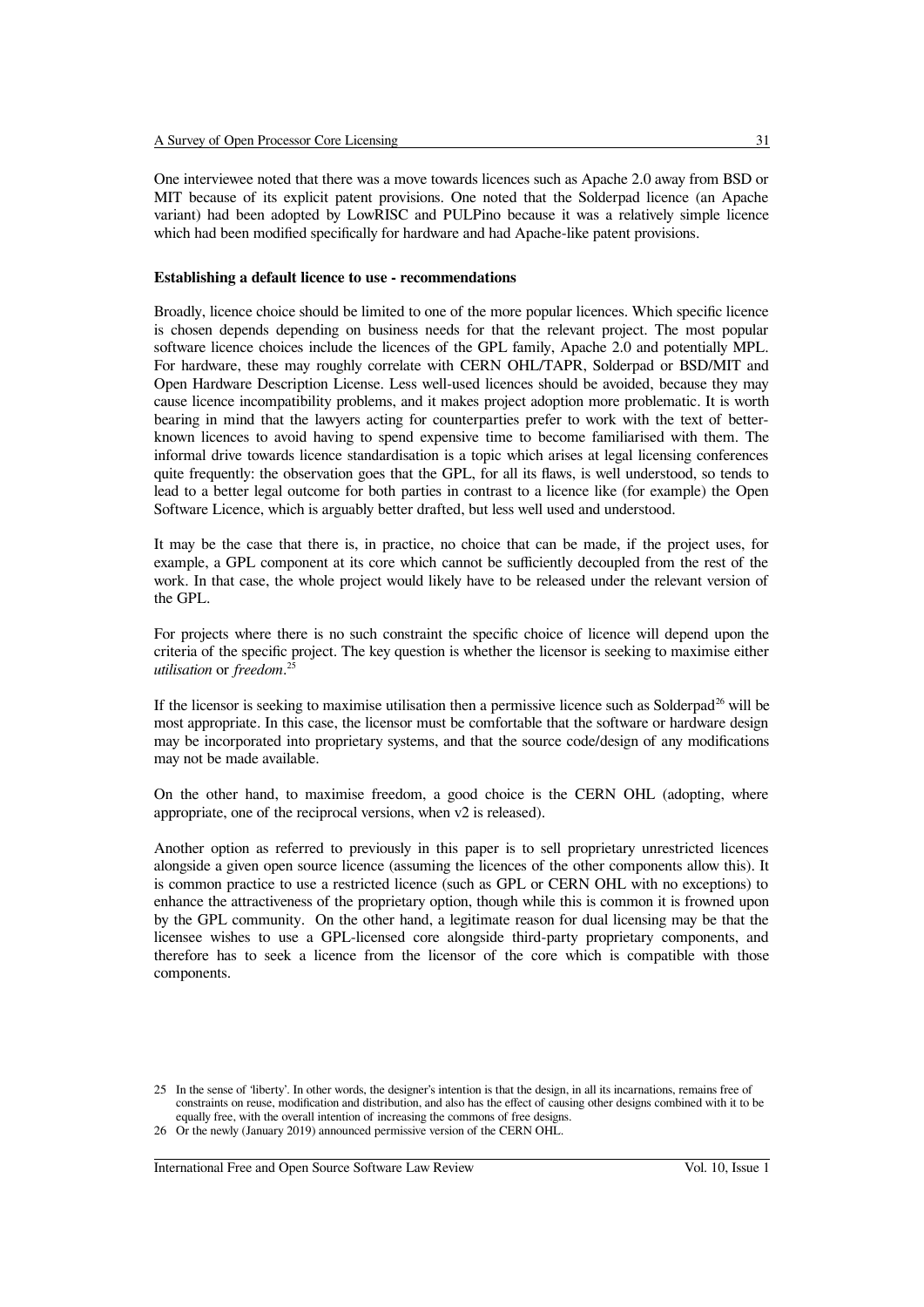One interviewee noted that there was a move towards licences such as Apache 2.0 away from BSD or MIT because of its explicit patent provisions. One noted that the Solderpad licence (an Apache variant) had been adopted by LowRISC and PULPino because it was a relatively simple licence which had been modified specifically for hardware and had Apache-like patent provisions.

**Establishing a default licence to use - recommendations**

Broadly, licence choice should be limited to one of the more popular licences. Which specific licence is chosen depends depending on business needs for that the relevant project. The most popular software licence choices include the licences of the GPL family, Apache 2.0 and potentially MPL. For hardware, these may roughly correlate with CERN OHL/TAPR, Solderpad or BSD/MIT and Open Hardware Description License. Less well-used licences should be avoided, because they may cause licence incompatibility problems, and it makes project adoption more problematic. It is worth bearing in mind that the lawyers acting for counterparties prefer to work with the text of better-known licences to avoid having to spend expensive time to become familiarised with them. The informal drive towards licence standardisation is a topic which arises at legal licensing conferences quite frequently: the observation goes that the GPL, for all its flaws, is well understood, so tends to lead to a better legal outcome for both parties in contrast to a licence like (for example) the Open Software Licence, which is arguably better drafted, but less well used and understood.

It may be the case that there is, in practice, no choice that can be made, if the project uses, for example, a GPL component at its core which cannot be sufficiently decoupled from the rest of the work. In that case, the whole project would likely have to be released under the relevant version of the GPL.

For projects where there is no such constraint the specific choice of licence will depend upon the criteria of the specific project. The key question is whether the licensor is seeking to maximise either *utilisation* or *freedom*.[25]

If the licensor is seeking to maximise utilisation then a permissive licence such as Solderpad[26] will be most appropriate. In this case, the licensor must be comfortable that the software or hardware design may be incorporated into proprietary systems, and that the source code/design of any modifications may not be made available.

On the other hand, to maximise freedom, a good choice is the CERN OHL (adopting, where appropriate, one of the reciprocal versions, when v2 is released).

Another option as referred to previously in this paper is to sell proprietary unrestricted licences alongside a given open source licence (assuming the licences of the other components allow this). It is common practice to use a restricted licence (such as GPL or CERN OHL with no exceptions) to enhance the attractiveness of the proprietary option, though while this is common it is frowned upon by the GPL community. On the other hand, a legitimate reason for dual licensing may be that the licensee wishes to use a GPL-licensed core alongside third-party proprietary components, and therefore has to seek a licence from the licensor of the core which is compatible with those components.

---

25 In the sense of 'liberty'. In other words, the designer's intention is that the design, in all its incarnations, remains free of constraints on reuse, modification and distribution, and also has the effect of causing other designs combined with it to be equally free, with the overall intention of increasing the commons of free designs.

26 Or the newly (January 2019) announced permissive version of the CERN OHL.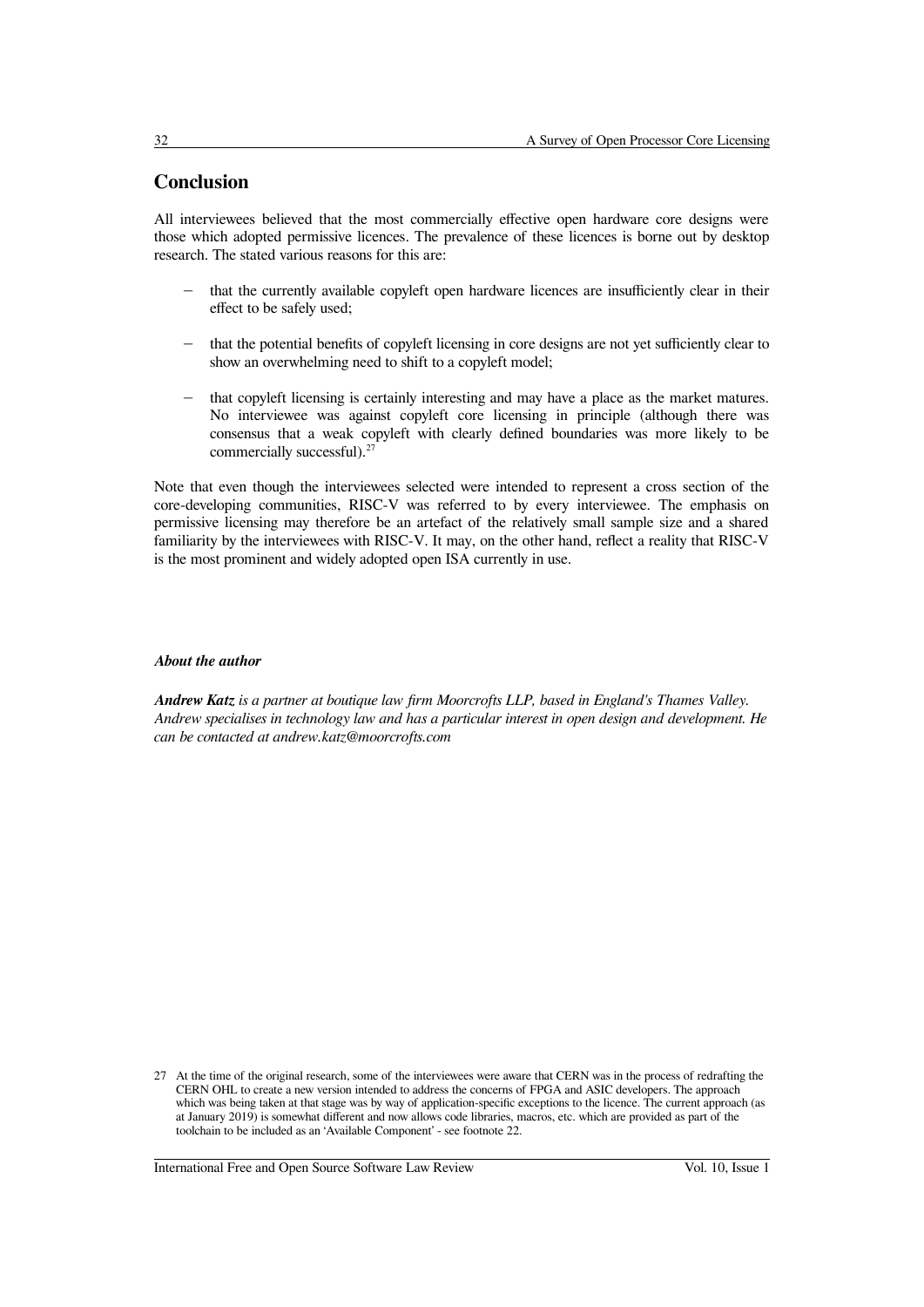## Conclusion

All interviewees believed that the most commercially effective open hardware core designs were those which adopted permissive licences. The prevalence of these licences is borne out by desktop research. The stated various reasons for this are:

- that the currently available copyleft open hardware licences are insufficiently clear in their effect to be safely used;
- that the potential benefits of copyleft licensing in core designs are not yet sufficiently clear to show an overwhelming need to shift to a copyleft model;
- that copyleft licensing is certainly interesting and may have a place as the market matures. No interviewee was against copyleft core licensing in principle (although there was consensus that a weak copyleft with clearly defined boundaries was more likely to be commercially successful).[27]

Note that even though the interviewees selected were intended to represent a cross section of the core-developing communities, RISC-V was referred to by every interviewee. The emphasis on permissive licensing may therefore be an artefact of the relatively small sample size and a shared familiarity by the interviewees with RISC-V. It may, on the other hand, reflect a reality that RISC-V is the most prominent and widely adopted open ISA currently in use.

***About the author***

***Andrew Katz*** *is a partner at boutique law firm Moorcrofts LLP, based in England's Thames Valley. Andrew specialises in technology law and has a particular interest in open design and development. He can be contacted at andrew.katz@moorcrofts.com*

27 At the time of the original research, some of the interviewees were aware that CERN was in the process of redrafting the CERN OHL to create a new version intended to address the concerns of FPGA and ASIC developers. The approach which was being taken at that stage was by way of application-specific exceptions to the licence. The current approach (as at January 2019) is somewhat different and now allows code libraries, macros, etc. which are provided as part of the toolchain to be included as an 'Available Component' - see footnote 22.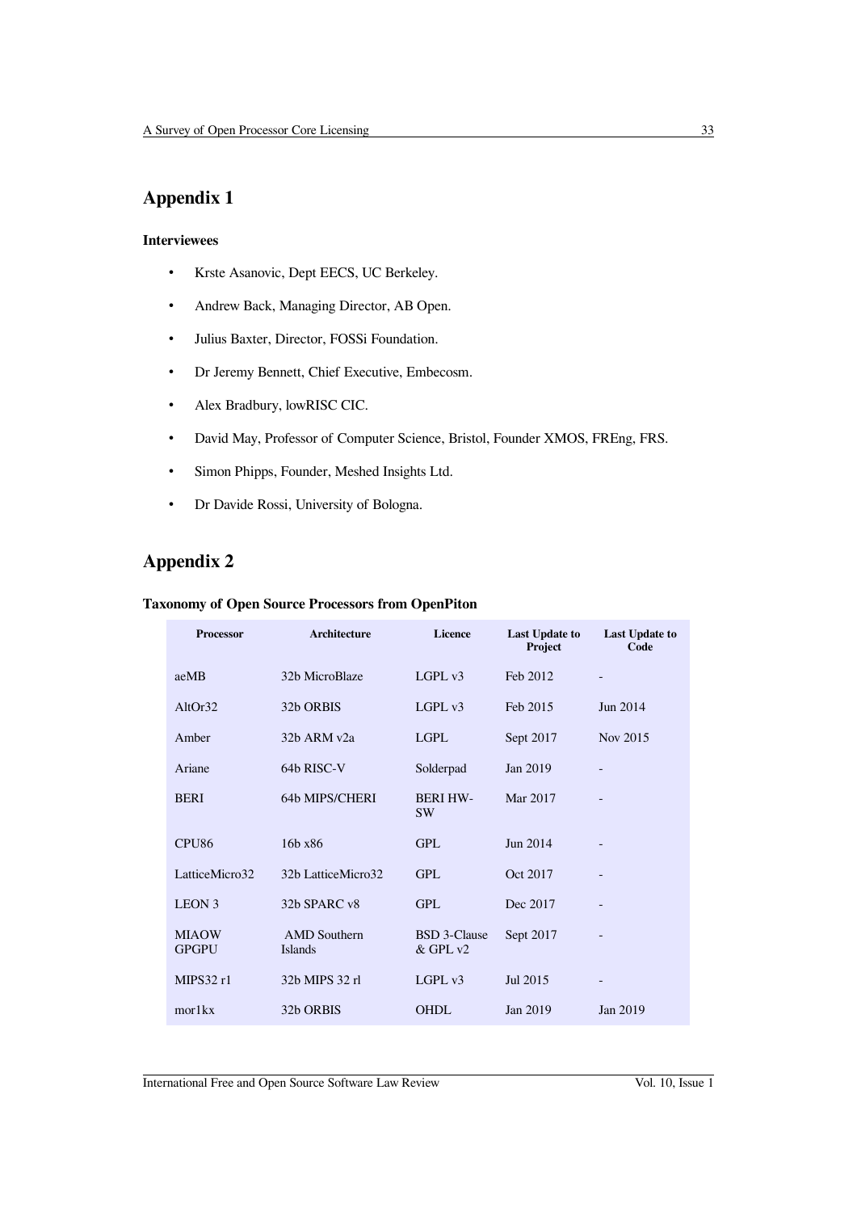# Appendix 1

**Interviewees**

- Krste Asanovic, Dept EECS, UC Berkeley.
- Andrew Back, Managing Director, AB Open.
- Julius Baxter, Director, FOSSi Foundation.
- Dr Jeremy Bennett, Chief Executive, Embecosm.
- Alex Bradbury, lowRISC CIC.
- David May, Professor of Computer Science, Bristol, Founder XMOS, FREng, FRS.
- Simon Phipps, Founder, Meshed Insights Ltd.
- Dr Davide Rossi, University of Bologna.

# Appendix 2

**Taxonomy of Open Source Processors from OpenPiton**

| Processor | Architecture | Licence | Last Update to Project | Last Update to Code |
|---|---|---|---|---|
| aeMB | 32b MicroBlaze | LGPL v3 | Feb 2012 | - |
| AltOr32 | 32b ORBIS | LGPL v3 | Feb 2015 | Jun 2014 |
| Amber | 32b ARM v2a | LGPL | Sept 2017 | Nov 2015 |
| Ariane | 64b RISC-V | Solderpad | Jan 2019 | - |
| BERI | 64b MIPS/CHERI | BERI HW-SW | Mar 2017 | - |
| CPU86 | 16b x86 | GPL | Jun 2014 | - |
| LatticeMicro32 | 32b LatticeMicro32 | GPL | Oct 2017 | - |
| LEON 3 | 32b SPARC v8 | GPL | Dec 2017 | - |
| MIAOW GPGPU | AMD Southern Islands | BSD 3-Clause & GPL v2 | Sept 2017 | - |
| MIPS32 r1 | 32b MIPS 32 rl | LGPL v3 | Jul 2015 | - |
| mor1kx | 32b ORBIS | OHDL | Jan 2019 | Jan 2019 |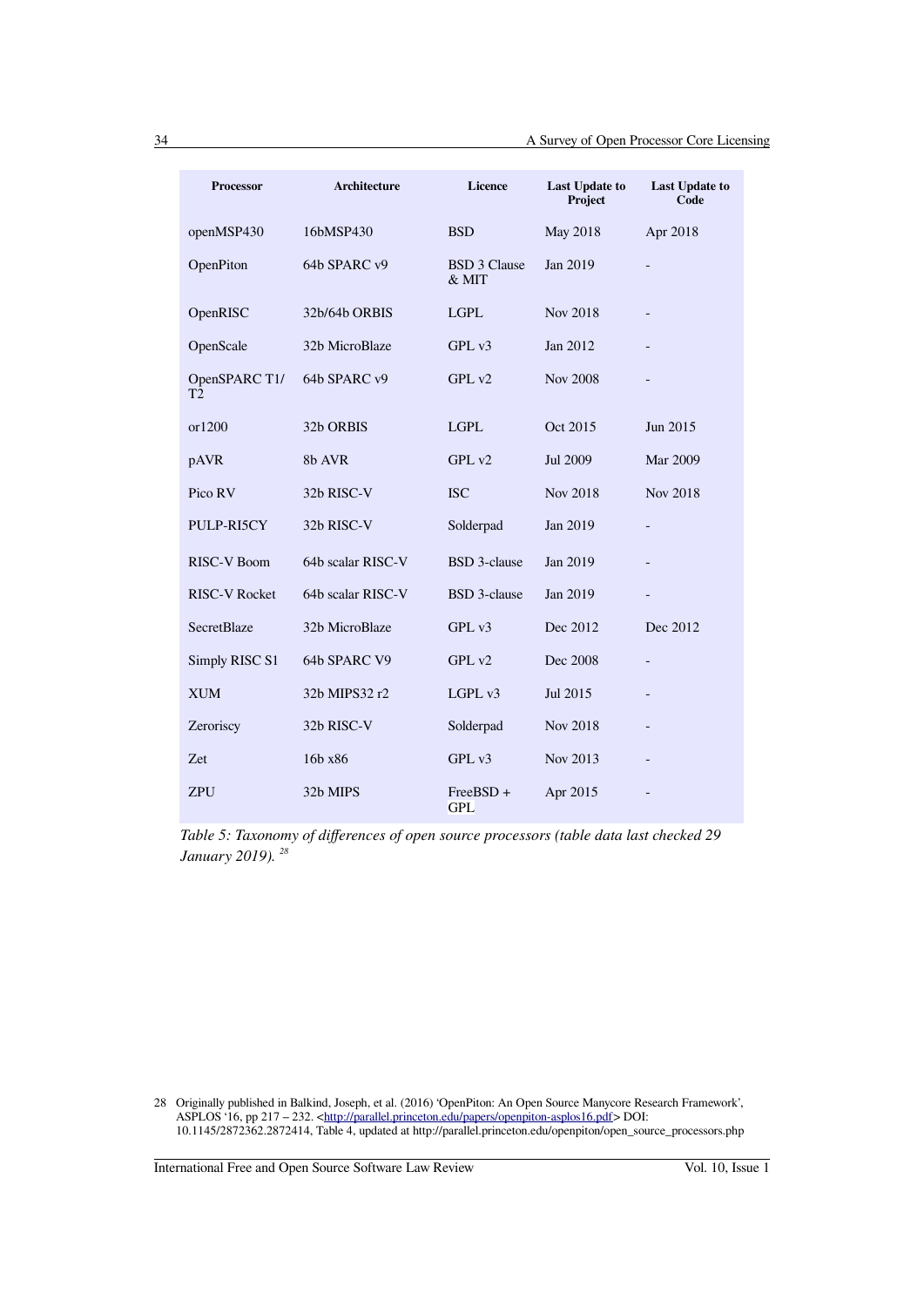| Processor | Architecture | Licence | Last Update to Project | Last Update to Code |
| --- | --- | --- | --- | --- |
| openMSP430 | 16bMSP430 | BSD | May 2018 | Apr 2018 |
| OpenPiton | 64b SPARC v9 | BSD 3 Clause & MIT | Jan 2019 | - |
| OpenRISC | 32b/64b ORBIS | LGPL | Nov 2018 | - |
| OpenScale | 32b MicroBlaze | GPL v3 | Jan 2012 | - |
| OpenSPARC T1/ T2 | 64b SPARC v9 | GPL v2 | Nov 2008 | - |
| or1200 | 32b ORBIS | LGPL | Oct 2015 | Jun 2015 |
| pAVR | 8b AVR | GPL v2 | Jul 2009 | Mar 2009 |
| Pico RV | 32b RISC-V | ISC | Nov 2018 | Nov 2018 |
| PULP-RI5CY | 32b RISC-V | Solderpad | Jan 2019 | - |
| RISC-V Boom | 64b scalar RISC-V | BSD 3-clause | Jan 2019 | - |
| RISC-V Rocket | 64b scalar RISC-V | BSD 3-clause | Jan 2019 | - |
| SecretBlaze | 32b MicroBlaze | GPL v3 | Dec 2012 | Dec 2012 |
| Simply RISC S1 | 64b SPARC V9 | GPL v2 | Dec 2008 | - |
| XUM | 32b MIPS32 r2 | LGPL v3 | Jul 2015 | - |
| Zeroriscy | 32b RISC-V | Solderpad | Nov 2018 | - |
| Zet | 16b x86 | GPL v3 | Nov 2013 | - |
| ZPU | 32b MIPS | FreeBSD + GPL | Apr 2015 | - |

*Table 5: Taxonomy of differences of open source processors (table data last checked 29 January 2019).* [28]

28 Originally published in Balkind, Joseph, et al. (2016) 'OpenPiton: An Open Source Manycore Research Framework', ASPLOS '16, pp 217 – 232. <http://parallel.princeton.edu/papers/openpiton-asplos16.pdf> DOI: 10.1145/2872362.2872414, Table 4, updated at http://parallel.princeton.edu/openpiton/open_source_processors.php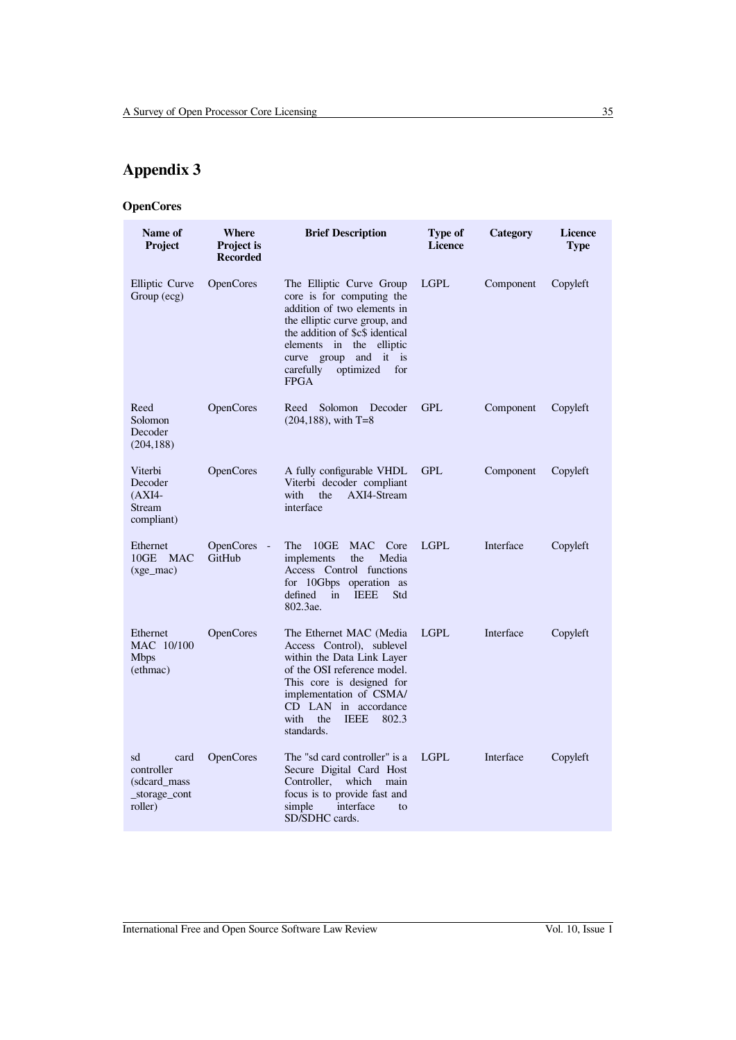# Appendix 3

**OpenCores**

| Name of Project | Where Project is Recorded | Brief Description | Type of Licence | Category | Licence Type |
|---|---|---|---|---|---|
| Elliptic Curve Group (ecg) | OpenCores | The Elliptic Curve Group core is for computing the addition of two elements in the elliptic curve group, and the addition of $c$ identical elements in the elliptic curve group and it is carefully optimized for FPGA | LGPL | Component | Copyleft |
| Reed Solomon Decoder (204,188) | OpenCores | Reed Solomon Decoder (204,188), with T=8 | GPL | Component | Copyleft |
| Viterbi Decoder (AXI4-Stream compliant) | OpenCores | A fully configurable VHDL Viterbi decoder compliant with the AXI4-Stream interface | GPL | Component | Copyleft |
| Ethernet 10GE MAC (xge_mac) | OpenCores - GitHub | The 10GE MAC Core implements the Media Access Control functions for 10Gbps operation as defined in IEEE Std 802.3ae. | LGPL | Interface | Copyleft |
| Ethernet MAC 10/100 Mbps (ethmac) | OpenCores | The Ethernet MAC (Media Access Control), sublevel within the Data Link Layer of the OSI reference model. This core is designed for implementation of CSMA/CD LAN in accordance with the IEEE 802.3 standards. | LGPL | Interface | Copyleft |
| sd card controller (sdcard_mass_storage_controller) | OpenCores | The "sd card controller" is a Secure Digital Card Host Controller, which main focus is to provide fast and simple interface to SD/SDHC cards. | LGPL | Interface | Copyleft |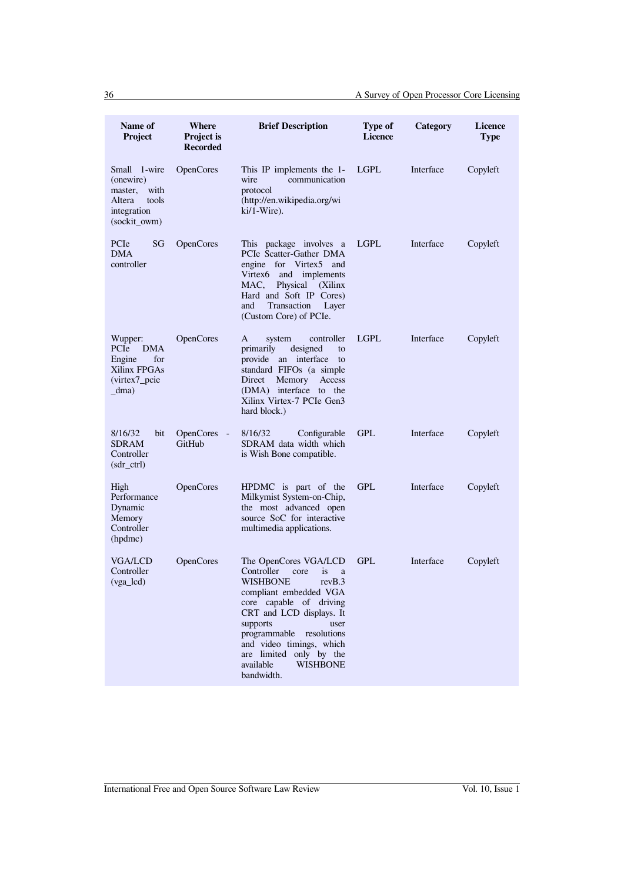| Name of Project | Where Project is Recorded | Brief Description | Type of Licence | Category | Licence Type |
|---|---|---|---|---|---|
| Small 1-wire (onewire) master, with Altera tools integration (sockit_owm) | OpenCores | This IP implements the 1-wire communication protocol (http://en.wikipedia.org/wiki/1-Wire). | LGPL | Interface | Copyleft |
| PCIe SG DMA controller | OpenCores | This package involves a PCIe Scatter-Gather DMA engine for Virtex5 and Virtex6 and implements MAC, Physical (Xilinx Hard and Soft IP Cores) and Transaction Layer (Custom Core) of PCIe. | LGPL | Interface | Copyleft |
| Wupper: PCIe DMA Engine for Xilinx FPGAs (virtex7_pcie_dma) | OpenCores | A system controller primarily designed to provide an interface to standard FIFOs (a simple Direct Memory Access (DMA) interface to the Xilinx Virtex-7 PCIe Gen3 hard block.) | LGPL | Interface | Copyleft |
| 8/16/32 bit SDRAM Controller (sdr_ctrl) | OpenCores - GitHub | 8/16/32 Configurable SDRAM data width which is Wish Bone compatible. | GPL | Interface | Copyleft |
| High Performance Dynamic Memory Controller (hpdmc) | OpenCores | HPDMC is part of the Milkymist System-on-Chip, the most advanced open source SoC for interactive multimedia applications. | GPL | Interface | Copyleft |
| VGA/LCD Controller (vga_lcd) | OpenCores | The OpenCores VGA/LCD Controller core is a WISHBONE revB.3 compliant embedded VGA core capable of driving CRT and LCD displays. It supports user programmable resolutions and video timings, which are limited only by the available WISHBONE bandwidth. | GPL | Interface | Copyleft |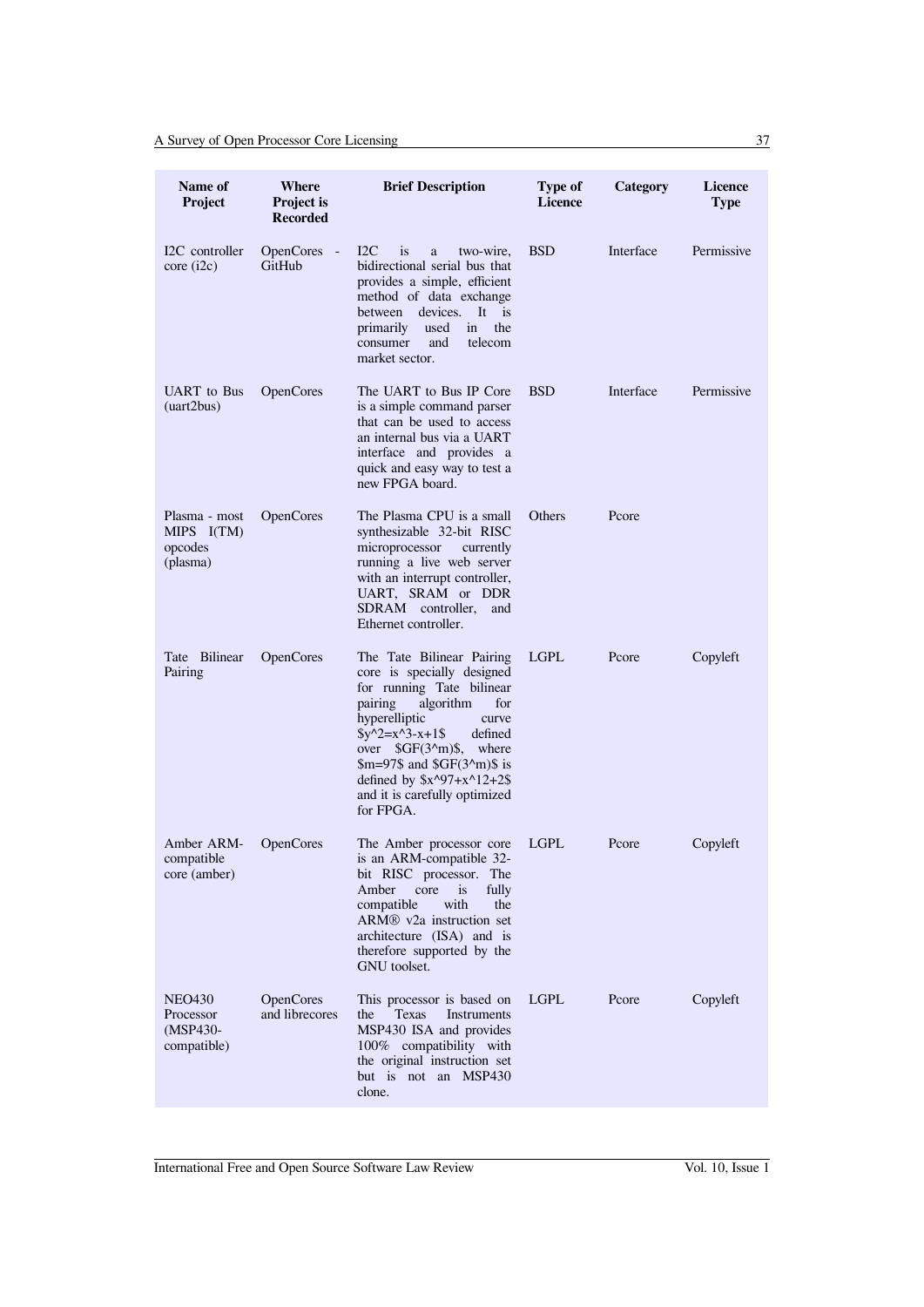| Name of Project | Where Project is Recorded | Brief Description | Type of Licence | Category | Licence Type |
|---|---|---|---|---|---|
| I2C controller core (i2c) | OpenCores - GitHub | I2C is a two-wire, bidirectional serial bus that provides a simple, efficient method of data exchange between devices. It is primarily used in the consumer and telecom market sector. | BSD | Interface | Permissive |
| UART to Bus (uart2bus) | OpenCores | The UART to Bus IP Core is a simple command parser that can be used to access an internal bus via a UART interface and provides a quick and easy way to test a new FPGA board. | BSD | Interface | Permissive |
| Plasma - most MIPS I(TM) opcodes (plasma) | OpenCores | The Plasma CPU is a small synthesizable 32-bit RISC microprocessor currently running a live web server with an interrupt controller, UART, SRAM or DDR SDRAM controller, and Ethernet controller. | Others | Pcore | |
| Tate Bilinear Pairing | OpenCores | The Tate Bilinear Pairing core is specially designed for running Tate bilinear pairing algorithm for hyperelliptic curve $y^2=x^3-x+1$ defined over $GF(3^m)$, where $m=97$ and $GF(3^m)$ is defined by $x^97+x^12+2$ and it is carefully optimized for FPGA. | LGPL | Pcore | Copyleft |
| Amber ARM-compatible core (amber) | OpenCores | The Amber processor core is an ARM-compatible 32-bit RISC processor. The Amber core is fully compatible with the ARM® v2a instruction set architecture (ISA) and is therefore supported by the GNU toolset. | LGPL | Pcore | Copyleft |
| NEO430 Processor (MSP430-compatible) | OpenCores and librecores | This processor is based on the Texas Instruments MSP430 ISA and provides 100% compatibility with the original instruction set but is not an MSP430 clone. | LGPL | Pcore | Copyleft |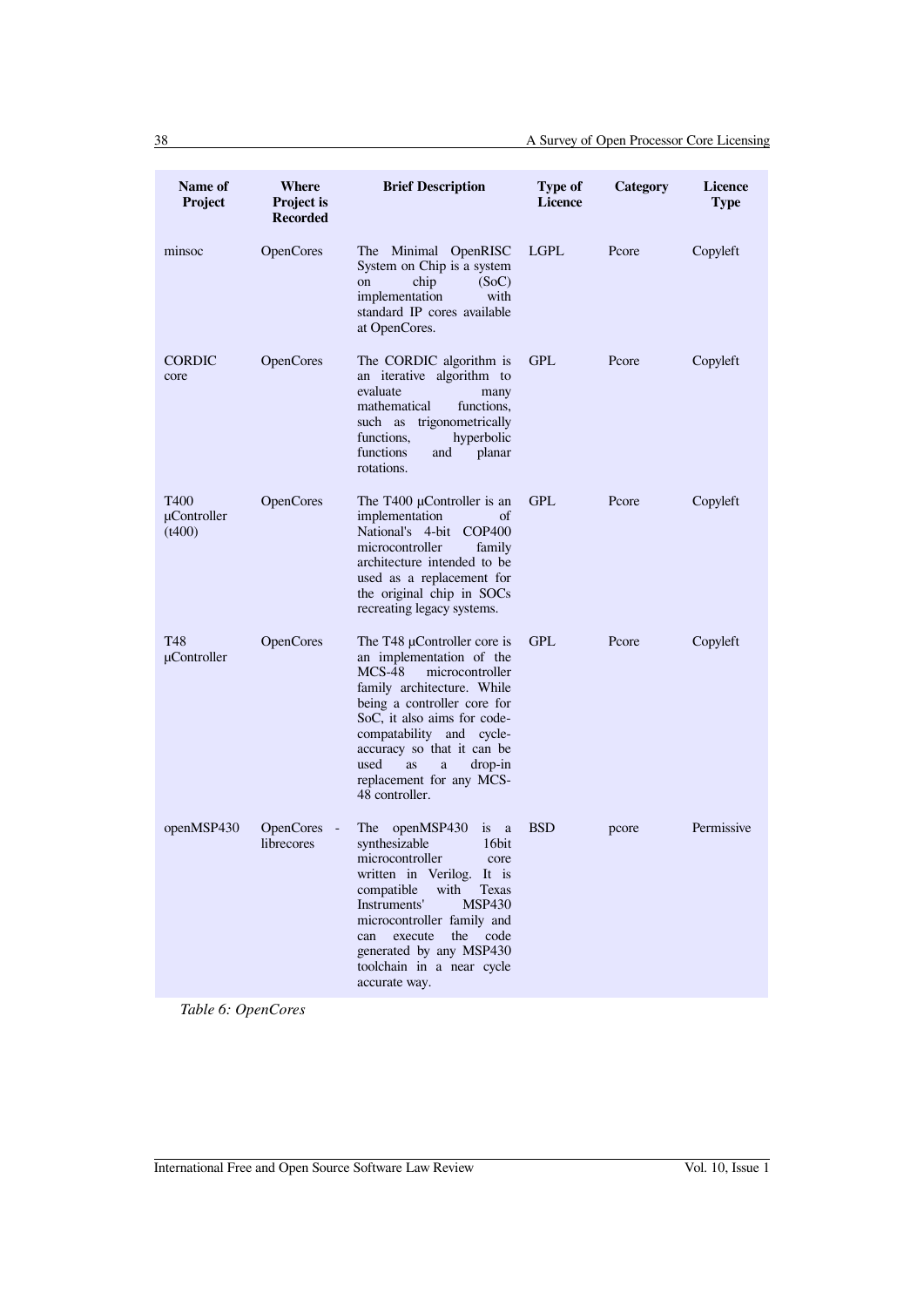| Name of Project | Where Project is Recorded | Brief Description | Type of Licence | Category | Licence Type |
|---|---|---|---|---|---|
| minsoc | OpenCores | The Minimal OpenRISC System on Chip is a system on chip (SoC) implementation with standard IP cores available at OpenCores. | LGPL | Pcore | Copyleft |
| CORDIC core | OpenCores | The CORDIC algorithm is an iterative algorithm to evaluate many mathematical functions, such as trigonometrically functions, hyperbolic functions and planar rotations. | GPL | Pcore | Copyleft |
| T400 µController (t400) | OpenCores | The T400 µController is an implementation of National's 4-bit COP400 microcontroller family architecture intended to be used as a replacement for the original chip in SOCs recreating legacy systems. | GPL | Pcore | Copyleft |
| T48 µController | OpenCores | The T48 µController core is an implementation of the MCS-48 microcontroller family architecture. While being a controller core for SoC, it also aims for code-compatability and cycle-accuracy so that it can be used as a drop-in replacement for any MCS-48 controller. | GPL | Pcore | Copyleft |
| openMSP430 | OpenCores - librecores | The openMSP430 is a synthesizable 16bit microcontroller core written in Verilog. It is compatible with Texas Instruments' MSP430 microcontroller family and can execute the code generated by any MSP430 toolchain in a near cycle accurate way. | BSD | pcore | Permissive |

*Table 6: OpenCores*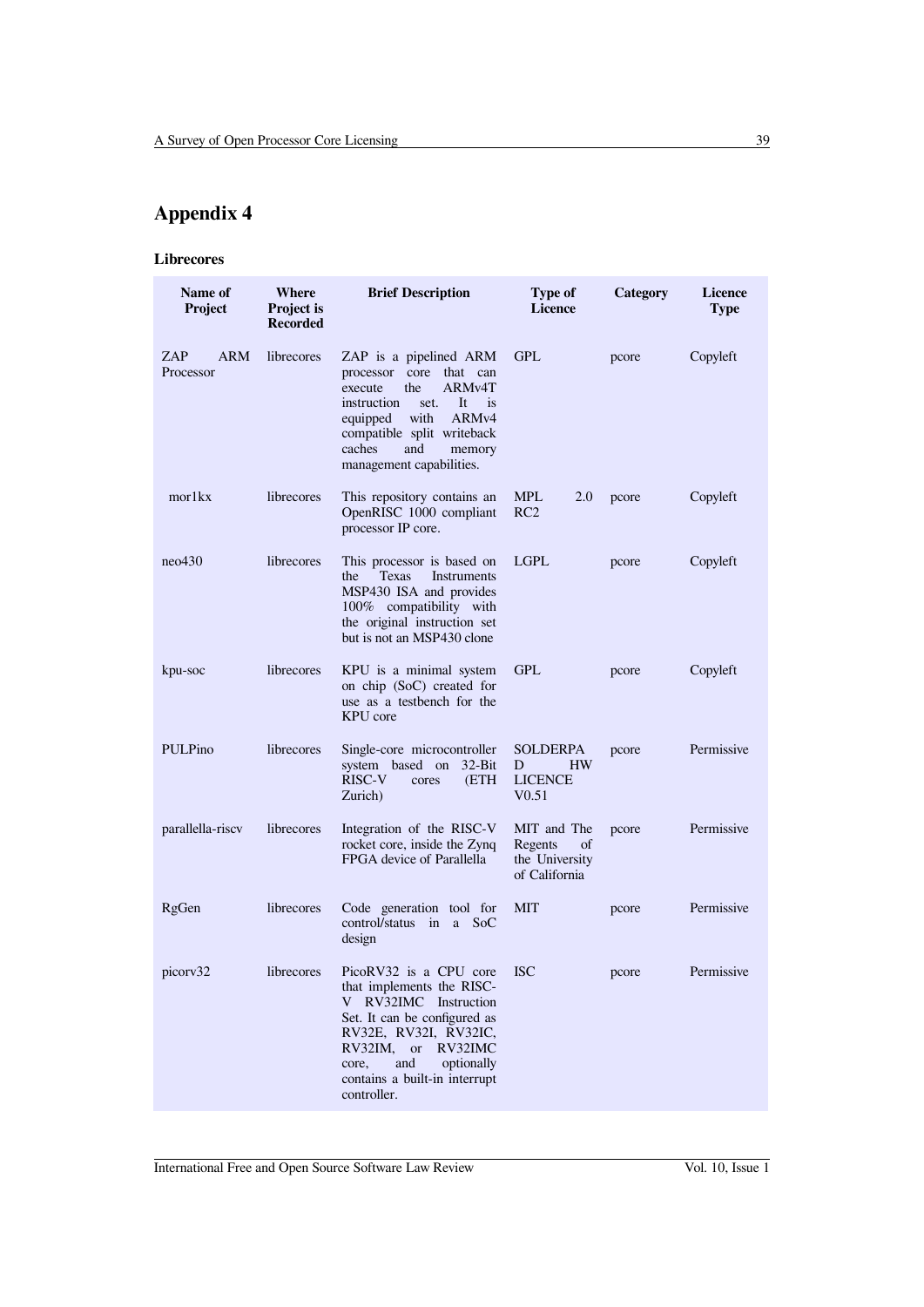# Appendix 4

### Librecores

| Name of Project | Where Project is Recorded | Brief Description | Type of Licence | Category | Licence Type |
|---|---|---|---|---|---|
| ZAP ARM Processor | librecores | ZAP is a pipelined ARM processor core that can execute the ARMv4T instruction set. It is equipped with ARMv4 compatible split writeback caches and memory management capabilities. | GPL | pcore | Copyleft |
| mor1kx | librecores | This repository contains an OpenRISC 1000 compliant processor IP core. | MPL 2.0 RC2 | pcore | Copyleft |
| neo430 | librecores | This processor is based on the Texas Instruments MSP430 ISA and provides 100% compatibility with the original instruction set but is not an MSP430 clone | LGPL | pcore | Copyleft |
| kpu-soc | librecores | KPU is a minimal system on chip (SoC) created for use as a testbench for the KPU core | GPL | pcore | Copyleft |
| PULPino | librecores | Single-core microcontroller system based on 32-Bit RISC-V cores (ETH Zurich) | SOLDERPAD HW LICENCE V0.51 | pcore | Permissive |
| parallella-riscv | librecores | Integration of the RISC-V rocket core, inside the Zynq FPGA device of Parallella | MIT and The Regents of the University of California | pcore | Permissive |
| RgGen | librecores | Code generation tool for control/status in a SoC design | MIT | pcore | Permissive |
| picorv32 | librecores | PicoRV32 is a CPU core that implements the RISC-V RV32IMC Instruction Set. It can be configured as RV32E, RV32I, RV32IC, RV32IM, or RV32IMC core, and optionally contains a built-in interrupt controller. | ISC | pcore | Permissive |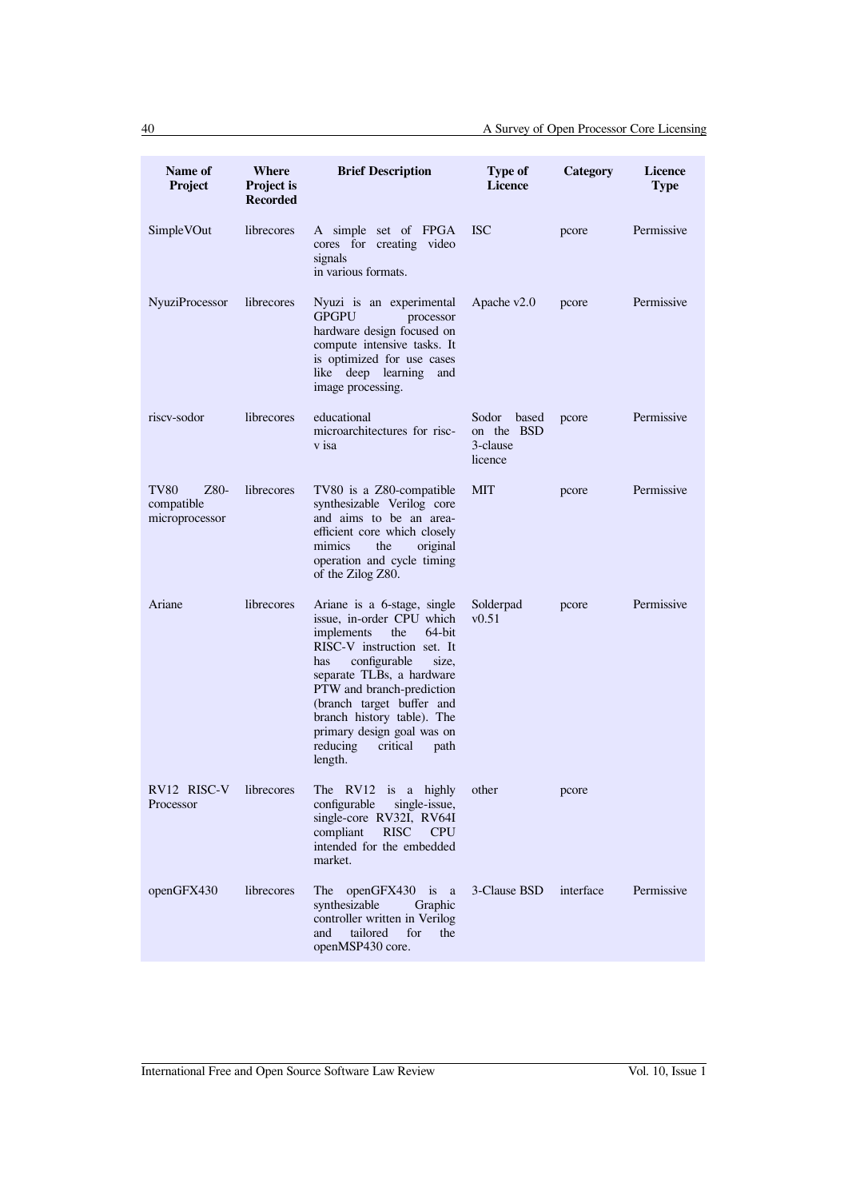| Name of Project | Where Project is Recorded | Brief Description | Type of Licence | Category | Licence Type |
|---|---|---|---|---|---|
| SimpleVOut | librecores | A simple set of FPGA cores for creating video signals in various formats. | ISC | pcore | Permissive |
| NyuziProcessor | librecores | Nyuzi is an experimental GPGPU processor hardware design focused on compute intensive tasks. It is optimized for use cases like deep learning and image processing. | Apache v2.0 | pcore | Permissive |
| riscv-sodor | librecores | educational microarchitectures for risc-v isa | Sodor based on the BSD 3-clause licence | pcore | Permissive |
| TV80 Z80-compatible microprocessor | librecores | TV80 is a Z80-compatible synthesizable Verilog core and aims to be an area-efficient core which closely mimics the original operation and cycle timing of the Zilog Z80. | MIT | pcore | Permissive |
| Ariane | librecores | Ariane is a 6-stage, single issue, in-order CPU which implements the 64-bit RISC-V instruction set. It has configurable size, separate TLBs, a hardware PTW and branch-prediction (branch target buffer and branch history table). The primary design goal was on reducing critical path length. | Solderpad v0.51 | pcore | Permissive |
| RV12 RISC-V Processor | librecores | The RV12 is a highly configurable single-issue, single-core RV32I, RV64I compliant RISC CPU intended for the embedded market. | other | pcore | |
| openGFX430 | librecores | The openGFX430 is a synthesizable Graphic controller written in Verilog and tailored for the openMSP430 core. | 3-Clause BSD | interface | Permissive |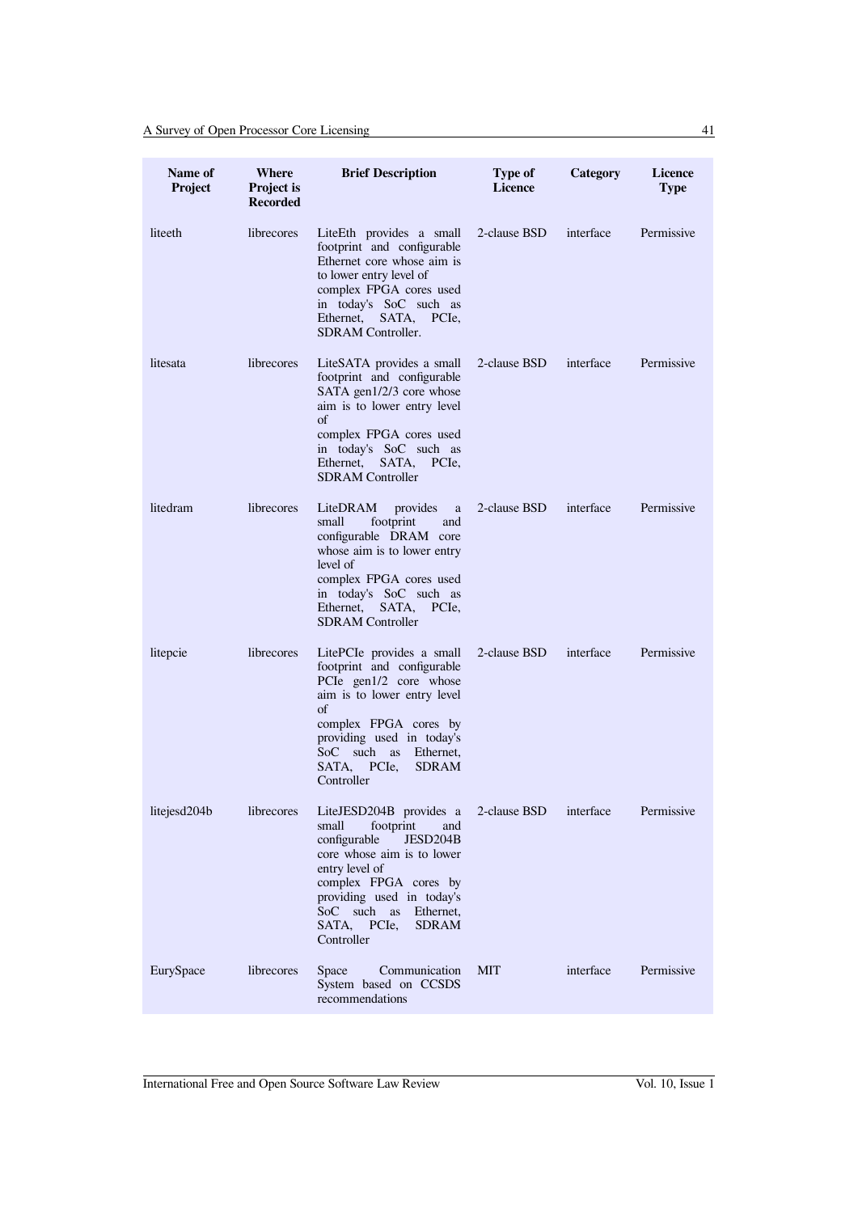| Name of Project | Where Project is Recorded | Brief Description | Type of Licence | Category | Licence Type |
|---|---|---|---|---|---|
| liteeth | librecores | LiteEth provides a small footprint and configurable Ethernet core whose aim is to lower entry level of complex FPGA cores used in today's SoC such as Ethernet, SATA, PCIe, SDRAM Controller. | 2-clause BSD | interface | Permissive |
| litesata | librecores | LiteSATA provides a small footprint and configurable SATA gen1/2/3 core whose aim is to lower entry level of complex FPGA cores used in today's SoC such as Ethernet, SATA, PCIe, SDRAM Controller | 2-clause BSD | interface | Permissive |
| litedram | librecores | LiteDRAM provides a small footprint and configurable DRAM core whose aim is to lower entry level of complex FPGA cores used in today's SoC such as Ethernet, SATA, PCIe, SDRAM Controller | 2-clause BSD | interface | Permissive |
| litepcie | librecores | LitePCIe provides a small footprint and configurable PCIe gen1/2 core whose aim is to lower entry level of complex FPGA cores by providing used in today's SoC such as Ethernet, SATA, PCIe, SDRAM Controller | 2-clause BSD | interface | Permissive |
| litejesd204b | librecores | LiteJESD204B provides a small footprint and configurable JESD204B core whose aim is to lower entry level of complex FPGA cores by providing used in today's SoC such as Ethernet, SATA, PCIe, SDRAM Controller | 2-clause BSD | interface | Permissive |
| EurySpace | librecores | Space Communication System based on CCSDS recommendations | MIT | interface | Permissive |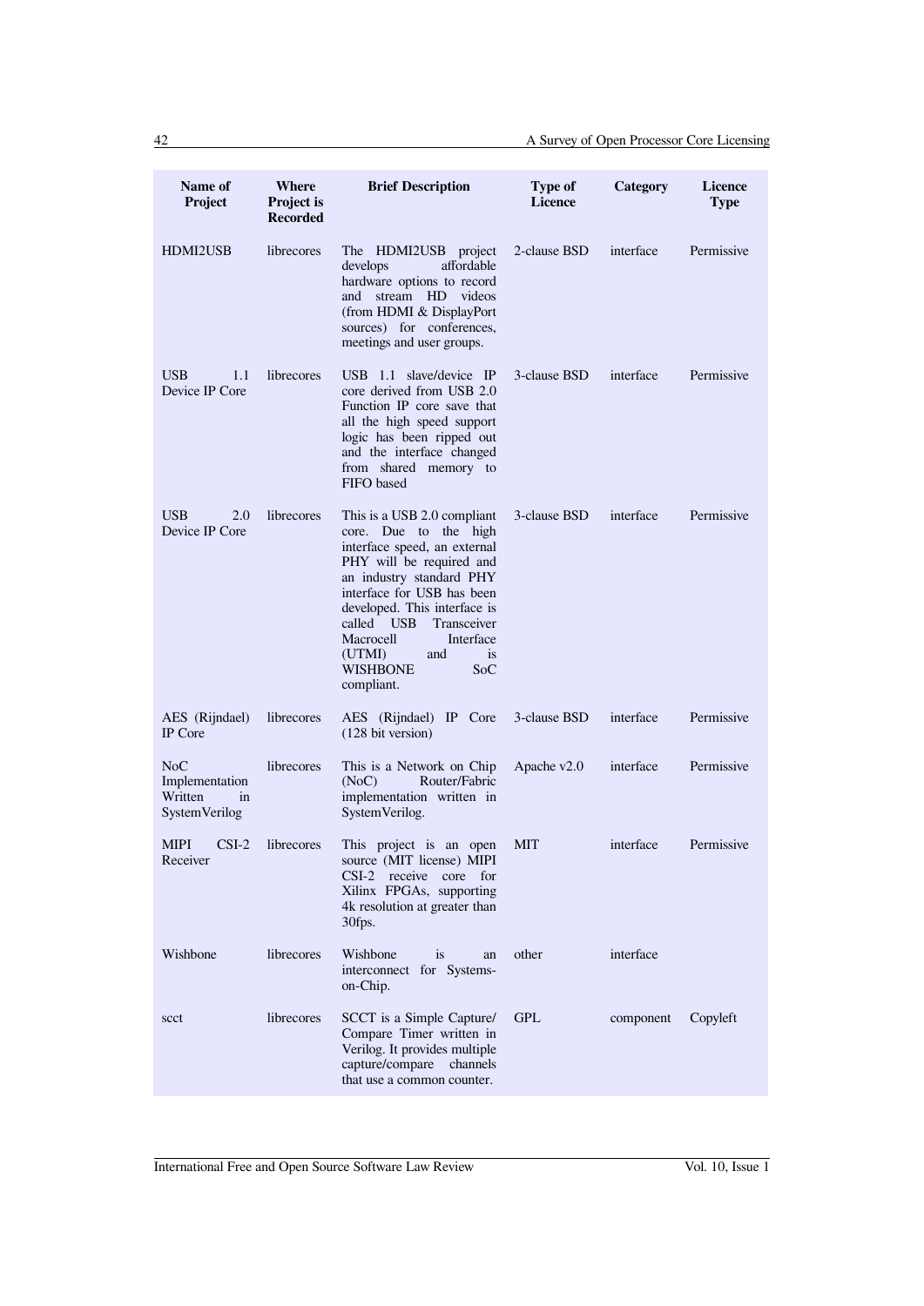| Name of Project | Where Project is Recorded | Brief Description | Type of Licence | Category | Licence Type |
|---|---|---|---|---|---|
| HDMI2USB | librecores | The HDMI2USB project develops affordable hardware options to record and stream HD videos (from HDMI & DisplayPort sources) for conferences, meetings and user groups. | 2-clause BSD | interface | Permissive |
| USB 1.1 Device IP Core | librecores | USB 1.1 slave/device IP core derived from USB 2.0 Function IP core save that all the high speed support logic has been ripped out and the interface changed from shared memory to FIFO based | 3-clause BSD | interface | Permissive |
| USB 2.0 Device IP Core | librecores | This is a USB 2.0 compliant core. Due to the high interface speed, an external PHY will be required and an industry standard PHY interface for USB has been developed. This interface is called USB Transceiver Macrocell Interface (UTMI) and is WISHBONE SoC compliant. | 3-clause BSD | interface | Permissive |
| AES (Rijndael) IP Core | librecores | AES (Rijndael) IP Core (128 bit version) | 3-clause BSD | interface | Permissive |
| NoC Implementation Written in SystemVerilog | librecores | This is a Network on Chip (NoC) Router/Fabric implementation written in SystemVerilog. | Apache v2.0 | interface | Permissive |
| MIPI CSI-2 Receiver | librecores | This project is an open source (MIT license) MIPI CSI-2 receive core for Xilinx FPGAs, supporting 4k resolution at greater than 30fps. | MIT | interface | Permissive |
| Wishbone | librecores | Wishbone is an interconnect for Systems-on-Chip. | other | interface | |
| scct | librecores | SCCT is a Simple Capture/ Compare Timer written in Verilog. It provides multiple capture/compare channels that use a common counter. | GPL | component | Copyleft |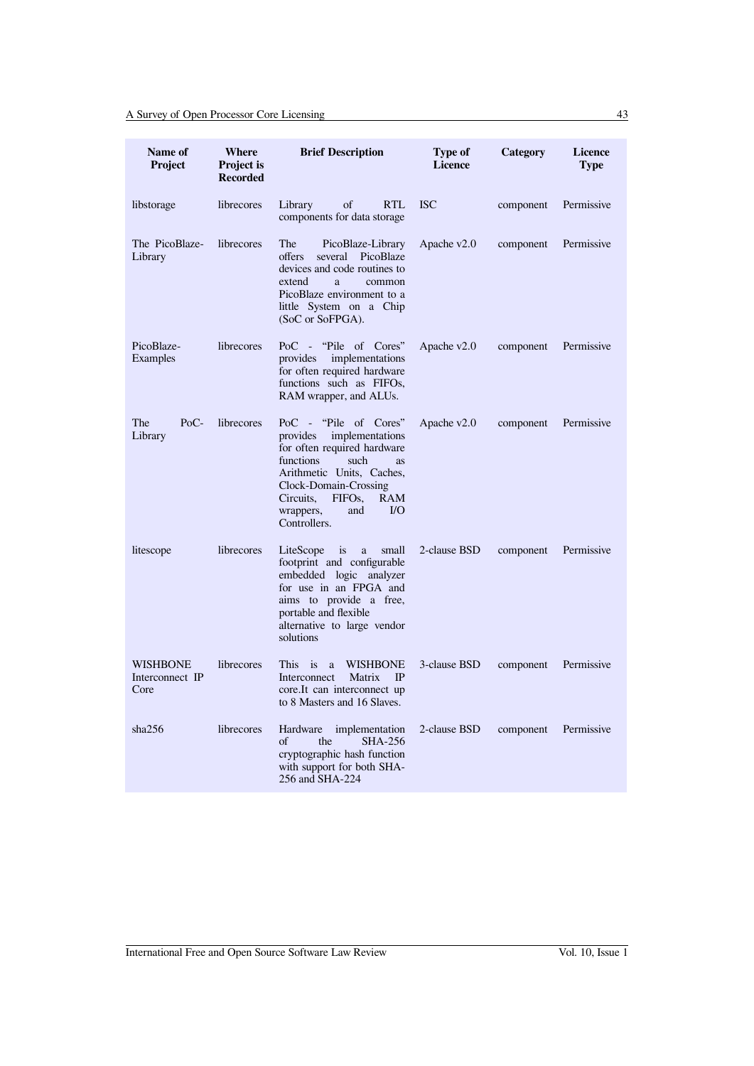| Name of Project | Where Project is Recorded | Brief Description | Type of Licence | Category | Licence Type |
|---|---|---|---|---|---|
| libstorage | librecores | Library of RTL components for data storage | ISC | component | Permissive |
| The PicoBlaze-Library | librecores | The PicoBlaze-Library offers several PicoBlaze devices and code routines to extend a common PicoBlaze environment to a little System on a Chip (SoC or SoFPGA). | Apache v2.0 | component | Permissive |
| PicoBlaze-Examples | librecores | PoC - "Pile of Cores" provides implementations for often required hardware functions such as FIFOs, RAM wrapper, and ALUs. | Apache v2.0 | component | Permissive |
| The PoC-Library | librecores | PoC - "Pile of Cores" provides implementations for often required hardware functions such as Arithmetic Units, Caches, Clock-Domain-Crossing Circuits, FIFOs, RAM wrappers, and I/O Controllers. | Apache v2.0 | component | Permissive |
| litescope | librecores | LiteScope is a small footprint and configurable embedded logic analyzer for use in an FPGA and aims to provide a free, portable and flexible alternative to large vendor solutions | 2-clause BSD | component | Permissive |
| WISHBONE Interconnect IP Core | librecores | This is a WISHBONE Interconnect Matrix IP core.It can interconnect up to 8 Masters and 16 Slaves. | 3-clause BSD | component | Permissive |
| sha256 | librecores | Hardware implementation of the SHA-256 cryptographic hash function with support for both SHA-256 and SHA-224 | 2-clause BSD | component | Permissive |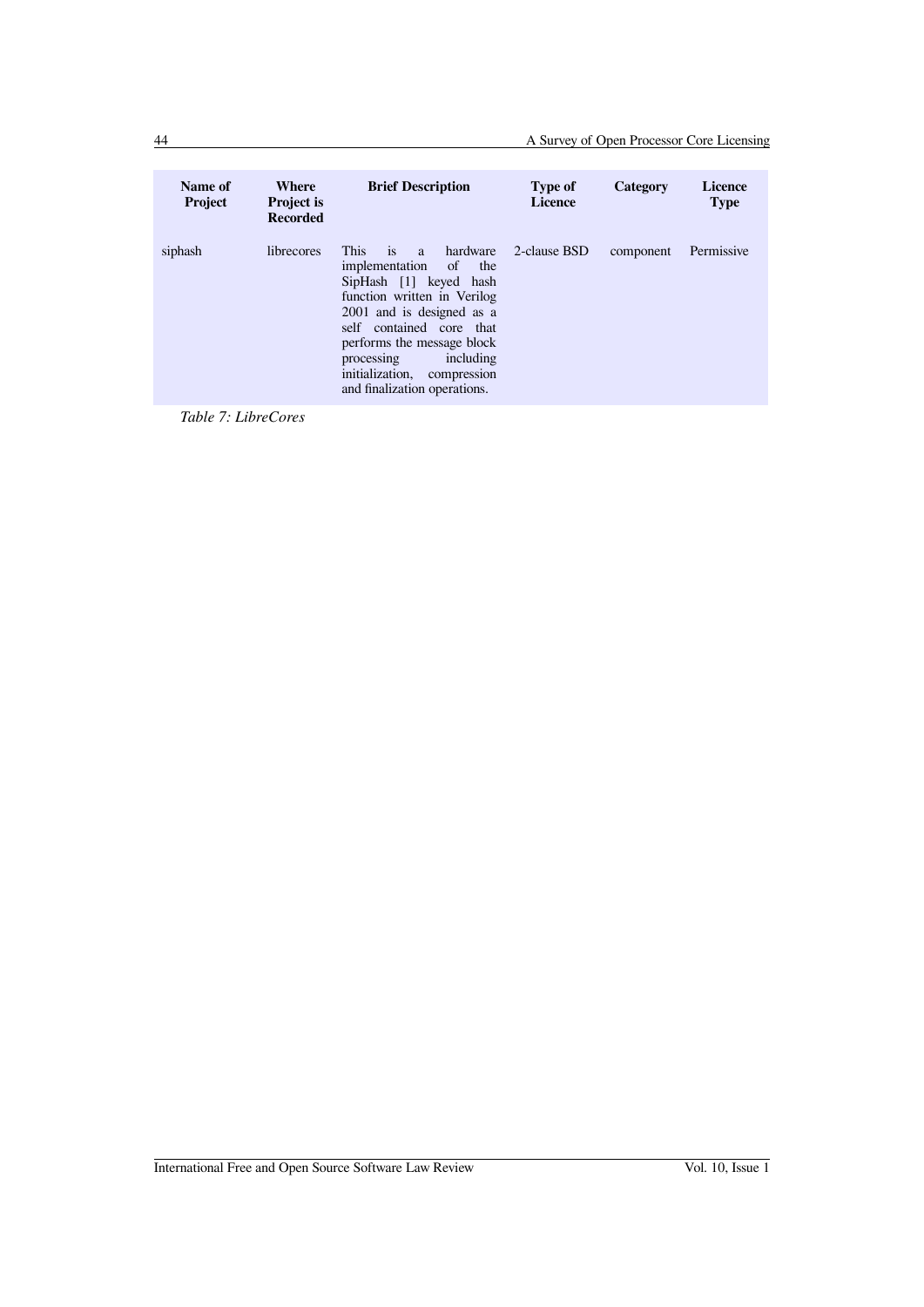| Name of Project | Where Project is Recorded | Brief Description | Type of Licence | Category | Licence Type |
|---|---|---|---|---|---|
| siphash | librecores | This is a hardware implementation of the SipHash [1] keyed hash function written in Verilog 2001 and is designed as a self contained core that performs the message block processing including initialization, compression and finalization operations. | 2-clause BSD | component | Permissive |

*Table 7: LibreCores*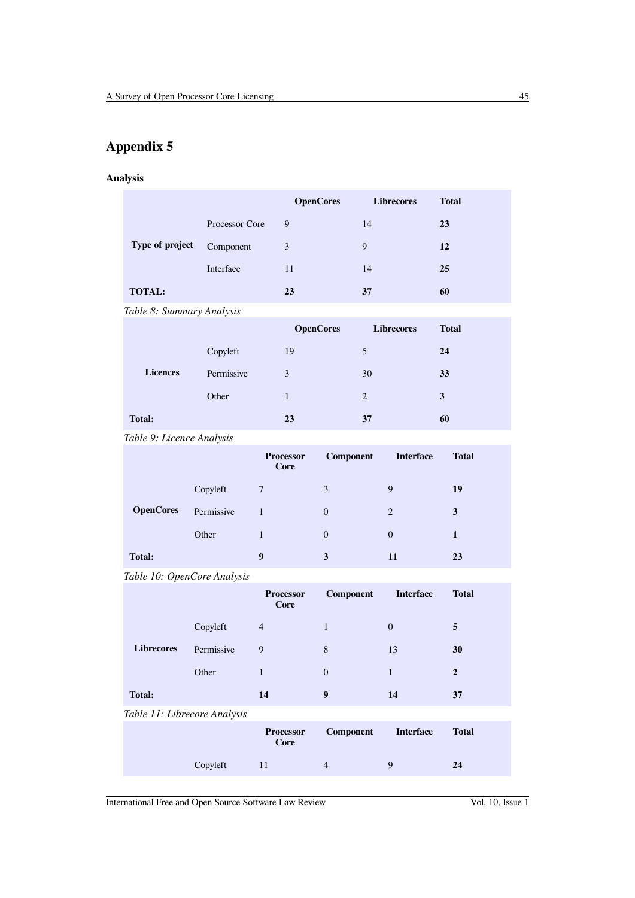# Appendix 5

**Analysis**

| | | OpenCores | Librecores | Total |
|---|---|---|---|---|
| **Type of project** | Processor Core | 9 | 14 | **23** |
| | Component | 3 | 9 | **12** |
| | Interface | 11 | 14 | **25** |
| **TOTAL:** | | **23** | **37** | **60** |

*Table 8: Summary Analysis*

| | | OpenCores | Librecores | Total |
|---|---|---|---|---|
| **Licences** | Copyleft | 19 | 5 | **24** |
| | Permissive | 3 | 30 | **33** |
| | Other | 1 | 2 | **3** |
| **Total:** | | **23** | **37** | **60** |

*Table 9: Licence Analysis*

| | | Processor Core | Component | Interface | Total |
|---|---|---|---|---|---|
| **OpenCores** | Copyleft | 7 | 3 | 9 | **19** |
| | Permissive | 1 | 0 | 2 | **3** |
| | Other | 1 | 0 | 0 | **1** |
| **Total:** | | **9** | **3** | **11** | **23** |

*Table 10: OpenCore Analysis*

| | | Processor Core | Component | Interface | Total |
|---|---|---|---|---|---|
| **Librecores** | Copyleft | 4 | 1 | 0 | **5** |
| | Permissive | 9 | 8 | 13 | **30** |
| | Other | 1 | 0 | 1 | **2** |
| **Total:** | | **14** | **9** | **14** | **37** |

*Table 11: Librecore Analysis*

| | | Processor Core | Component | Interface | Total |
|---|---|---|---|---|---|
| | Copyleft | 11 | 4 | 9 | **24** |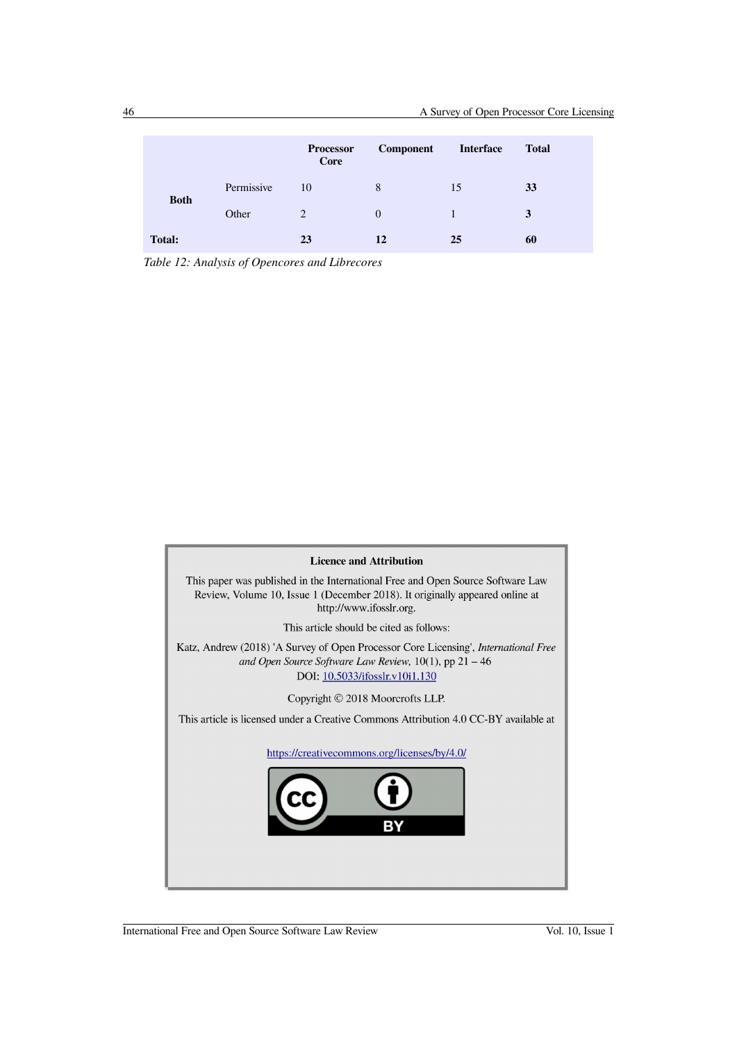| | | Processor Core | Component | Interface | Total |
|---|---|---|---|---|---|
| **Both** | Permissive | 10 | 8 | 15 | **33** |
| | Other | 2 | 0 | 1 | **3** |
| **Total:** | | **23** | **12** | **25** | **60** |

*Table 12: Analysis of Opencores and Librecores*

**Licence and Attribution**

This paper was published in the International Free and Open Source Software Law Review, Volume 10, Issue 1 (December 2018). It originally appeared online at http://www.ifosslr.org.

This article should be cited as follows:

Katz, Andrew (2018) 'A Survey of Open Processor Core Licensing', *International Free and Open Source Software Law Review,* 10(1), pp 21 – 46
DOI: 10.5033/ifosslr.v10i1.130

Copyright © 2018 Moorcrofts LLP.

This article is licensed under a Creative Commons Attribution 4.0 CC-BY available at

https://creativecommons.org/licenses/by/4.0/